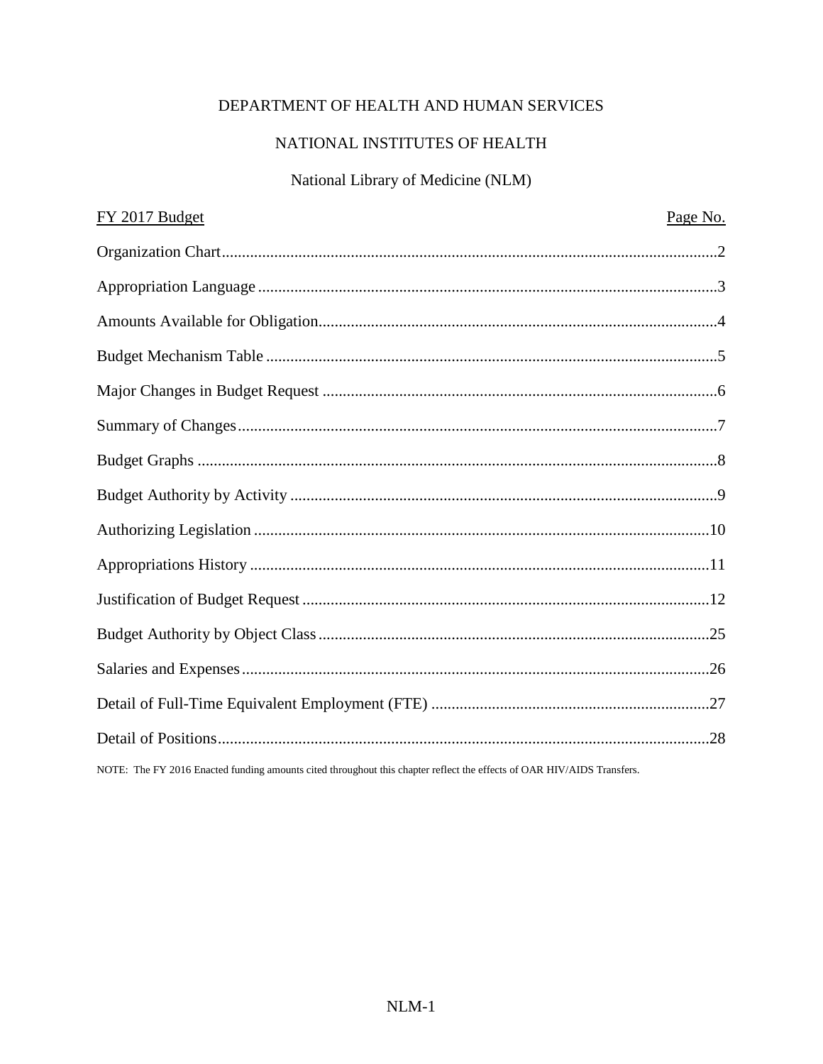# DEPARTMENT OF HEALTH AND HUMAN SERVICES

## NATIONAL INSTITUTES OF HEALTH

### National Library of Medicine (NLM)

| FY 2017 Budget | Page No. |
|---|---|
| Organization Chart | 2 |
| Appropriation Language | 3 |
| Amounts Available for Obligation | 4 |
| Budget Mechanism Table | 5 |
| Major Changes in Budget Request | 6 |
| Summary of Changes | 7 |
| Budget Graphs | 8 |
| Budget Authority by Activity | 9 |
| Authorizing Legislation | 10 |
| Appropriations History | 11 |
| Justification of Budget Request | 12 |
| Budget Authority by Object Class | 25 |
| Salaries and Expenses | 26 |
| Detail of Full-Time Equivalent Employment (FTE) | 27 |
| Detail of Positions | 28 |

NOTE: The FY 2016 Enacted funding amounts cited throughout this chapter reflect the effects of OAR HIV/AIDS Transfers.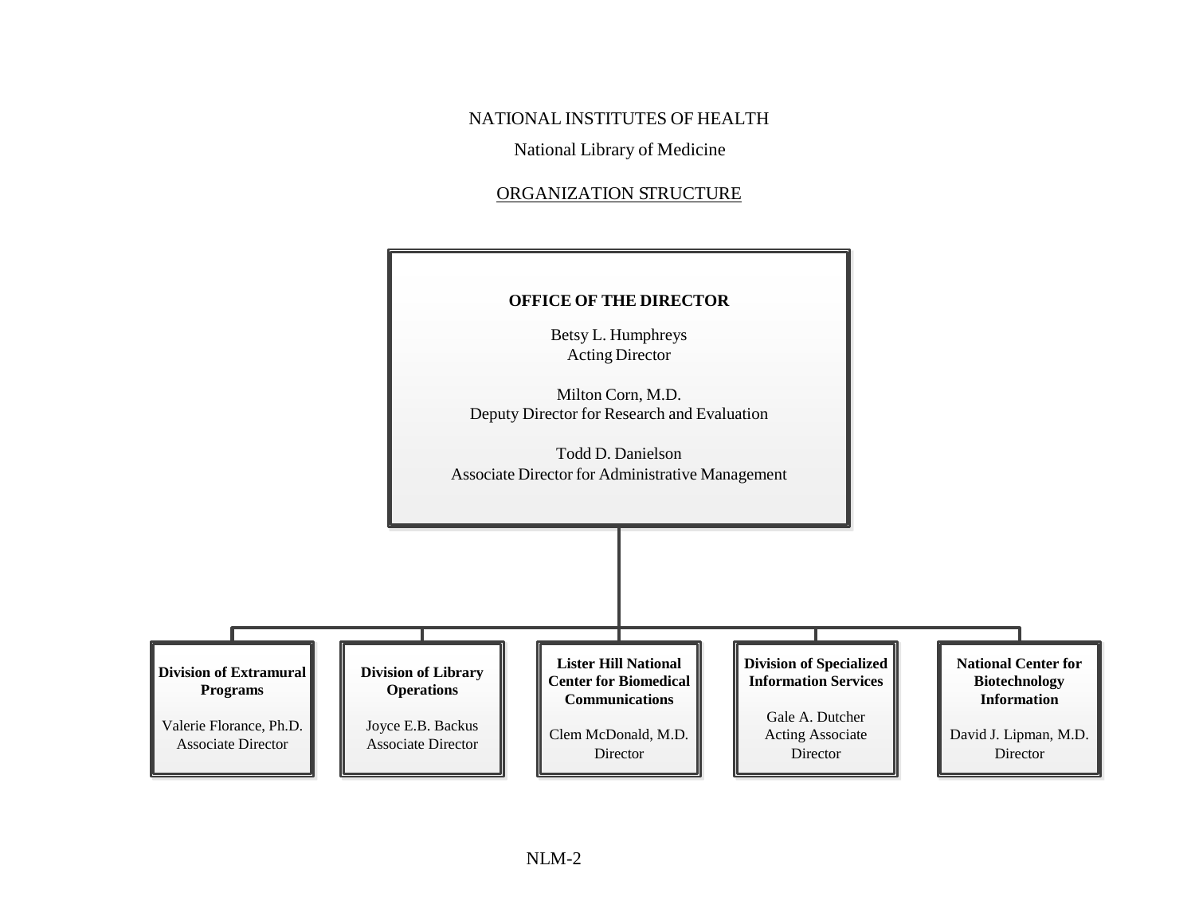NATIONAL INSTITUTES OF HEALTH

National Library of Medicine

ORGANIZATION STRUCTURE

**OFFICE OF THE DIRECTOR**

Betsy L. Humphreys
Acting Director

Milton Corn, M.D.
Deputy Director for Research and Evaluation

Todd D. Danielson
Associate Director for Administrative Management

**Division of Extramural Programs**

Valerie Florance, Ph.D.
Associate Director

**Division of Library Operations**

Joyce E.B. Backus
Associate Director

**Lister Hill National Center for Biomedical Communications**

Clem McDonald, M.D.
Director

**Division of Specialized Information Services**

Gale A. Dutcher
Acting Associate Director

**National Center for Biotechnology Information**

David J. Lipman, M.D.
Director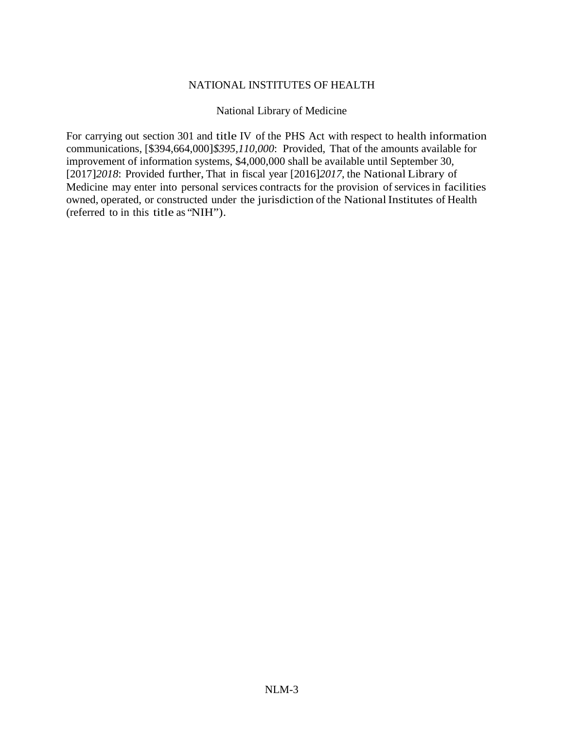# NATIONAL INSTITUTES OF HEALTH

## National Library of Medicine

For carrying out section 301 and title IV of the PHS Act with respect to health information communications, [$394,664,000]*$395,110,000*: Provided, That of the amounts available for improvement of information systems, $4,000,000 shall be available until September 30, [2017]*2018*: Provided further, That in fiscal year [2016]*2017*, the National Library of Medicine may enter into personal services contracts for the provision of services in facilities owned, operated, or constructed under the jurisdiction of the National Institutes of Health (referred to in this title as "NIH").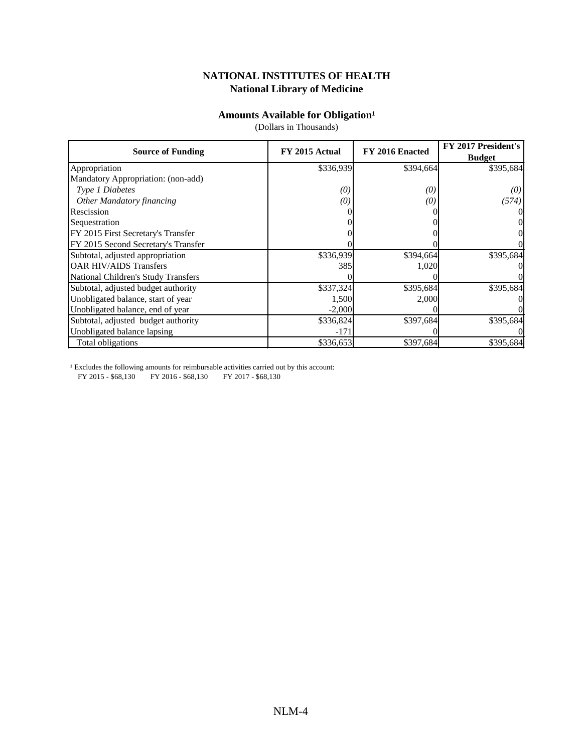## NATIONAL INSTITUTES OF HEALTH
## National Library of Medicine

### Amounts Available for Obligation[1]
(Dollars in Thousands)

| Source of Funding | FY 2015 Actual | FY 2016 Enacted | FY 2017 President's Budget |
|---|---|---|---|
| Appropriation | $336,939 | $394,664 | $395,684 |
| Mandatory Appropriation: (non-add) | | | |
| *Type 1 Diabetes* | *(0)* | *(0)* | *(0)* |
| *Other Mandatory financing* | *(0)* | *(0)* | *(574)* |
| Rescission | 0 | 0 | 0 |
| Sequestration | 0 | 0 | 0 |
| FY 2015 First Secretary's Transfer | 0 | 0 | 0 |
| FY 2015 Second Secretary's Transfer | 0 | 0 | 0 |
| Subtotal, adjusted appropriation | $336,939 | $394,664 | $395,684 |
| OAR HIV/AIDS Transfers | 385 | 1,020 | 0 |
| National Children's Study Transfers | 0 | 0 | 0 |
| Subtotal, adjusted budget authority | $337,324 | $395,684 | $395,684 |
| Unobligated balance, start of year | 1,500 | 2,000 | 0 |
| Unobligated balance, end of year | -2,000 | 0 | 0 |
| Subtotal, adjusted budget authority | $336,824 | $397,684 | $395,684 |
| Unobligated balance lapsing | -171 | 0 | 0 |
| Total obligations | $336,653 | $397,684 | $395,684 |

[1] Excludes the following amounts for reimbursable activities carried out by this account:
FY 2015 - $68,130 FY 2016 - $68,130 FY 2017 - $68,130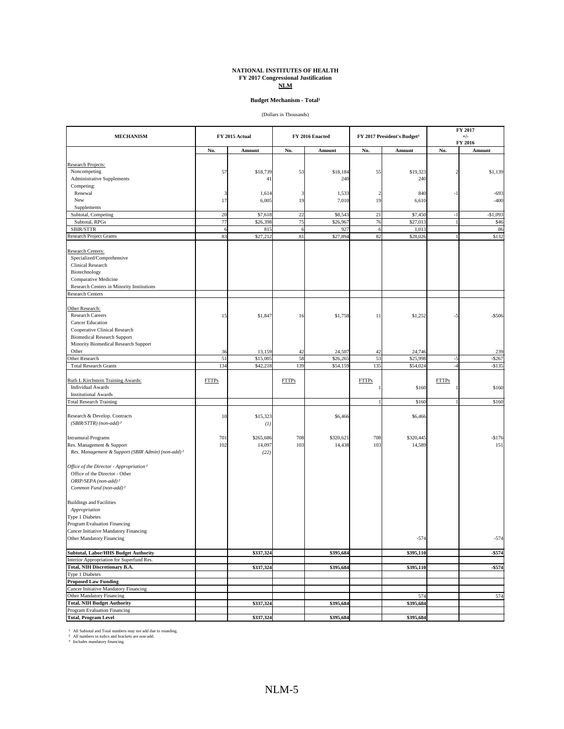**NATIONAL INSTITUTES OF HEALTH**
**FY 2017 Congressional Justification**
**NLM**

**Budget Mechanism - Total[1]**

(Dollars in Thousands)

| MECHANISM | FY 2015 Actual | | FY 2016 Enacted | | FY 2017 President's Budget[3] | | FY 2017 +/- FY 2016 | |
|---|---|---|---|---|---|---|---|---|
| | No. | Amount | No. | Amount | No. | Amount | No. | Amount |
| Research Projects: | | | | | | | | |
| Noncompeting | 57 | $18,739 | 53 | $18,184 | 55 | $19,323 | 2 | $1,139 |
| Administrative Supplements | | 41 | | 240 | | 240 | | |
| Competing: | | | | | | | | |
| Renewal | 3 | 1,614 | 3 | 1,533 | 2 | 840 | -1 | -693 |
| New | 17 | 6,005 | 19 | 7,010 | 19 | 6,610 | | -400 |
| Supplements | | | | | | | | |
| Subtotal, Competing | 20 | $7,618 | 22 | $8,543 | 21 | $7,450 | -1 | -$1,093 |
| Subtotal, RPGs | 77 | $26,398 | 75 | $26,967 | 76 | $27,013 | 1 | $46 |
| SBIR/STTR | 6 | 815 | 6 | 927 | 6 | 1,013 | | 86 |
| Research Project Grants | 83 | $27,212 | 81 | $27,894 | 82 | $28,026 | 1 | $132 |
| Research Centers: | | | | | | | | |
| Specialized/Comprehensive | | | | | | | | |
| Clinical Research | | | | | | | | |
| Biotechnology | | | | | | | | |
| Comparative Medicine | | | | | | | | |
| Research Centers in Minority Institutions | | | | | | | | |
| Research Centers | | | | | | | | |
| Other Research: | | | | | | | | |
| Research Careers | 15 | $1,847 | 16 | $1,758 | 11 | $1,252 | -5 | -$506 |
| Cancer Education | | | | | | | | |
| Cooperative Clinical Research | | | | | | | | |
| Biomedical Research Support | | | | | | | | |
| Minority Biomedical Research Support | | | | | | | | |
| Other | 36 | 13,159 | 42 | 24,507 | 42 | 24,746 | | 239 |
| Other Research | 51 | $15,005 | 58 | $26,265 | 53 | $25,998 | -5 | -$267 |
| Total Research Grants | 134 | $42,218 | 139 | $54,159 | 135 | $54,024 | -4 | -$135 |
| Ruth L Kirchstein Training Awards: | FTTPs | | FTTPs | | FTTPs | | FTTPs | |
| Individual Awards | | | | | 1 | $160 | 1 | $160 |
| Institutional Awards | | | | | | | | |
| Total Research Training | | | | | 1 | $160 | 1 | $160 |
| Research & Develop. Contracts | 10 | $15,323 | | $6,466 | | $6,466 | | |
| *(SBIR/STTR) (non-add)[2]* | | *(1)* | | | | | | |
| Intramural Programs | 701 | $265,686 | 708 | $320,621 | 708 | $320,445 | | -$176 |
| Res. Management & Support | 102 | 14,097 | 103 | 14,438 | 103 | 14,589 | | 151 |
| *Res. Management & Support (SBIR Admin) (non-add)[2]* | | *(22)* | | | | | | |
| *Office of the Director - Appropriation[2]* | | | | | | | | |
| Office of the Director - Other | | | | | | | | |
| *ORIP/SEPA (non-add)[2]* | | | | | | | | |
| *Common Fund (non-add)[2]* | | | | | | | | |
| Buildings and Facilities | | | | | | | | |
| *Appropriation* | | | | | | | | |
| Type 1 Diabetes | | | | | | | | |
| Program Evaluation Financing | | | | | | | | |
| Cancer Initiative Mandatory Financing | | | | | | | | |
| Other Mandatory Financing | | | | | | -574 | | -574 |
| **Subtotal, Labor/HHS Budget Authority** | | **$337,324** | | **$395,684** | | **$395,110** | | **-$574** |
| Interior Appropriation for Superfund Res. | | | | | | | | |
| **Total, NIH Discretionary B.A.** | | **$337,324** | | **$395,684** | | **$395,110** | | **-$574** |
| Type 1 Diabetes | | | | | | | | |
| **Proposed Law Funding** | | | | | | | | |
| Cancer Initiative Mandatory Financing | | | | | | | | |
| Other Mandatory Financing | | | | | | 574 | | 574 |
| **Total, NIH Budget Authority** | | **$337,324** | | **$395,684** | | **$395,684** | | |
| Program Evaluation Financing | | | | | | | | |
| **Total, Program Level** | | **$337,324** | | **$395,684** | | **$395,684** | | |

[1] All Subtotal and Total numbers may not add due to rounding.
[2] All numbers in italics and brackets are non-add.
[3] Includes mandatory financing.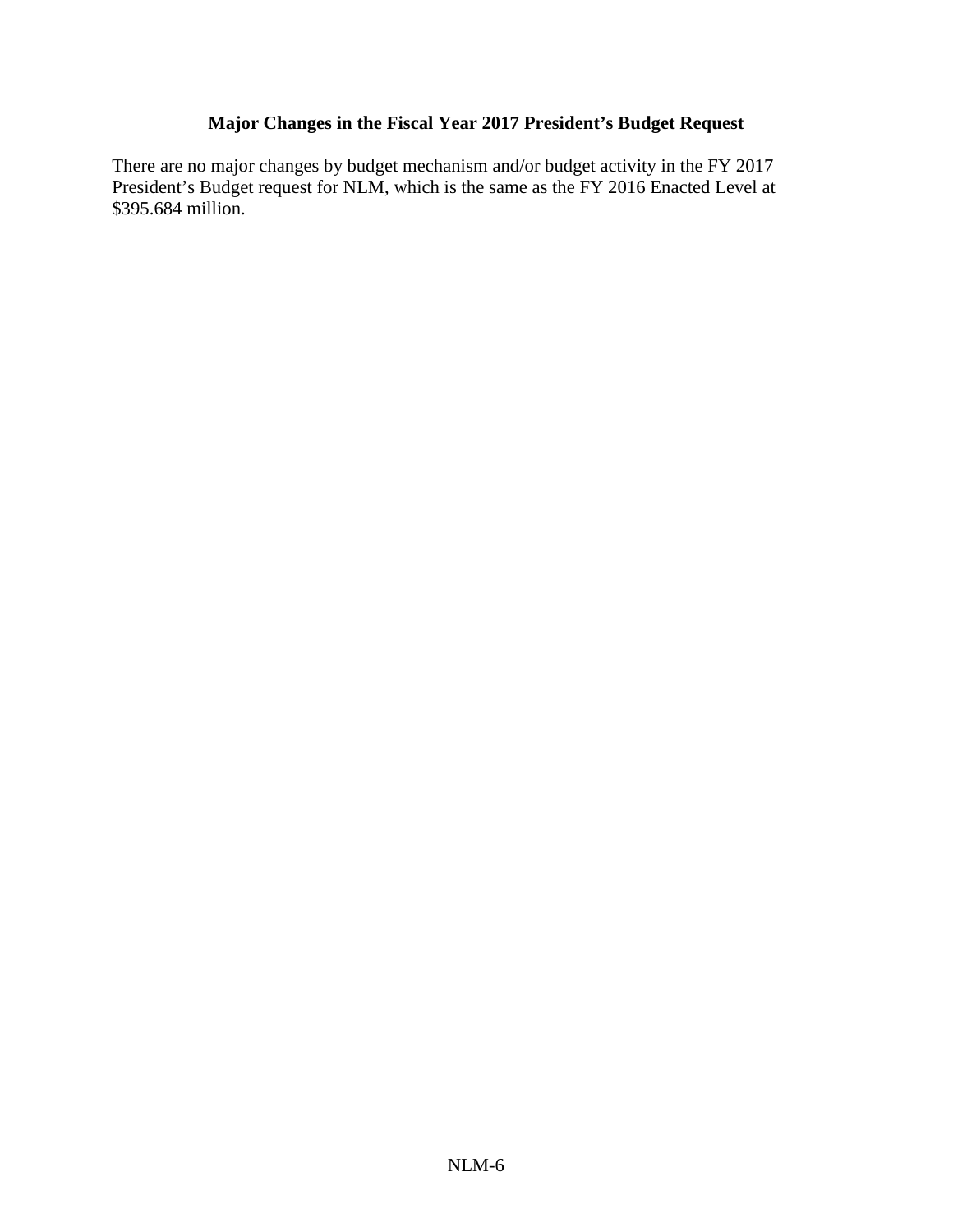## Major Changes in the Fiscal Year 2017 President's Budget Request

There are no major changes by budget mechanism and/or budget activity in the FY 2017 President's Budget request for NLM, which is the same as the FY 2016 Enacted Level at $395.684 million.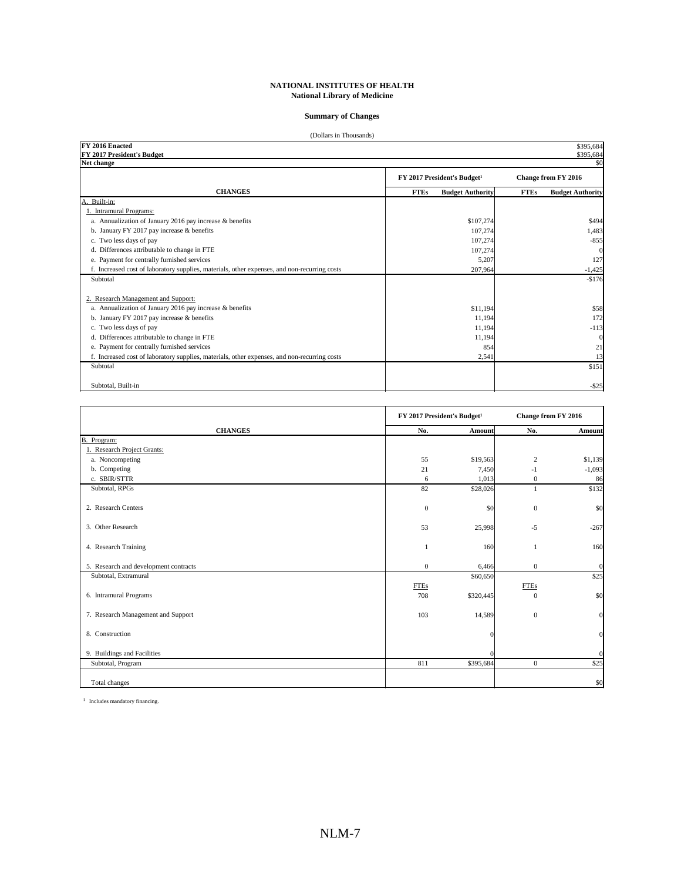**NATIONAL INSTITUTES OF HEALTH**
**National Library of Medicine**

**Summary of Changes**

(Dollars in Thousands)

| | |
|---|---|
| **FY 2016 Enacted** | $395,684 |
| **FY 2017 President's Budget** | $395,684 |
| **Net change** | $0 |

| **CHANGES** | **FY 2017 President's Budget[1]** FTEs | Budget Authority | **Change from FY 2016** FTEs | Budget Authority |
|---|---|---|---|---|
| A. Built-in: | | | | |
| 1. Intramural Programs: | | | | |
| a. Annualization of January 2016 pay increase & benefits | | $107,274 | | $494 |
| b. January FY 2017 pay increase & benefits | | 107,274 | | 1,483 |
| c. Two less days of pay | | 107,274 | | -855 |
| d. Differences attributable to change in FTE | | 107,274 | | 0 |
| e. Payment for centrally furnished services | | 5,207 | | 127 |
| f. Increased cost of laboratory supplies, materials, other expenses, and non-recurring costs | | 207,964 | | -1,425 |
| Subtotal | | | | -$176 |
| 2. Research Management and Support: | | | | |
| a. Annualization of January 2016 pay increase & benefits | | $11,194 | | $58 |
| b. January FY 2017 pay increase & benefits | | 11,194 | | 172 |
| c. Two less days of pay | | 11,194 | | -113 |
| d. Differences attributable to change in FTE | | 11,194 | | 0 |
| e. Payment for centrally furnished services | | 854 | | 21 |
| f. Increased cost of laboratory supplies, materials, other expenses, and non-recurring costs | | 2,541 | | 13 |
| Subtotal | | | | $151 |
| Subtotal, Built-in | | | | -$25 |

| **CHANGES** | **FY 2017 President's Budget[1]** No. | Amount | **Change from FY 2016** No. | Amount |
|---|---|---|---|---|
| B. Program: | | | | |
| 1. Research Project Grants: | | | | |
| a. Noncompeting | 55 | $19,563 | 2 | $1,139 |
| b. Competing | 21 | 7,450 | -1 | -1,093 |
| c. SBIR/STTR | 6 | 1,013 | 0 | 86 |
| Subtotal, RPGs | 82 | $28,026 | 1 | $132 |
| 2. Research Centers | 0 | $0 | 0 | $0 |
| 3. Other Research | 53 | 25,998 | -5 | -267 |
| 4. Research Training | 1 | 160 | 1 | 160 |
| 5. Research and development contracts | 0 | 6,466 | 0 | 0 |
| Subtotal, Extramural | | $60,650 | | $25 |
| | FTEs | | FTEs | |
| 6. Intramural Programs | 708 | $320,445 | 0 | $0 |
| 7. Research Management and Support | 103 | 14,589 | 0 | 0 |
| 8. Construction | | 0 | | 0 |
| 9. Buildings and Facilities | | 0 | | 0 |
| Subtotal, Program | 811 | $395,684 | 0 | $25 |
| Total changes | | | | $0 |

[1] Includes mandatory financing.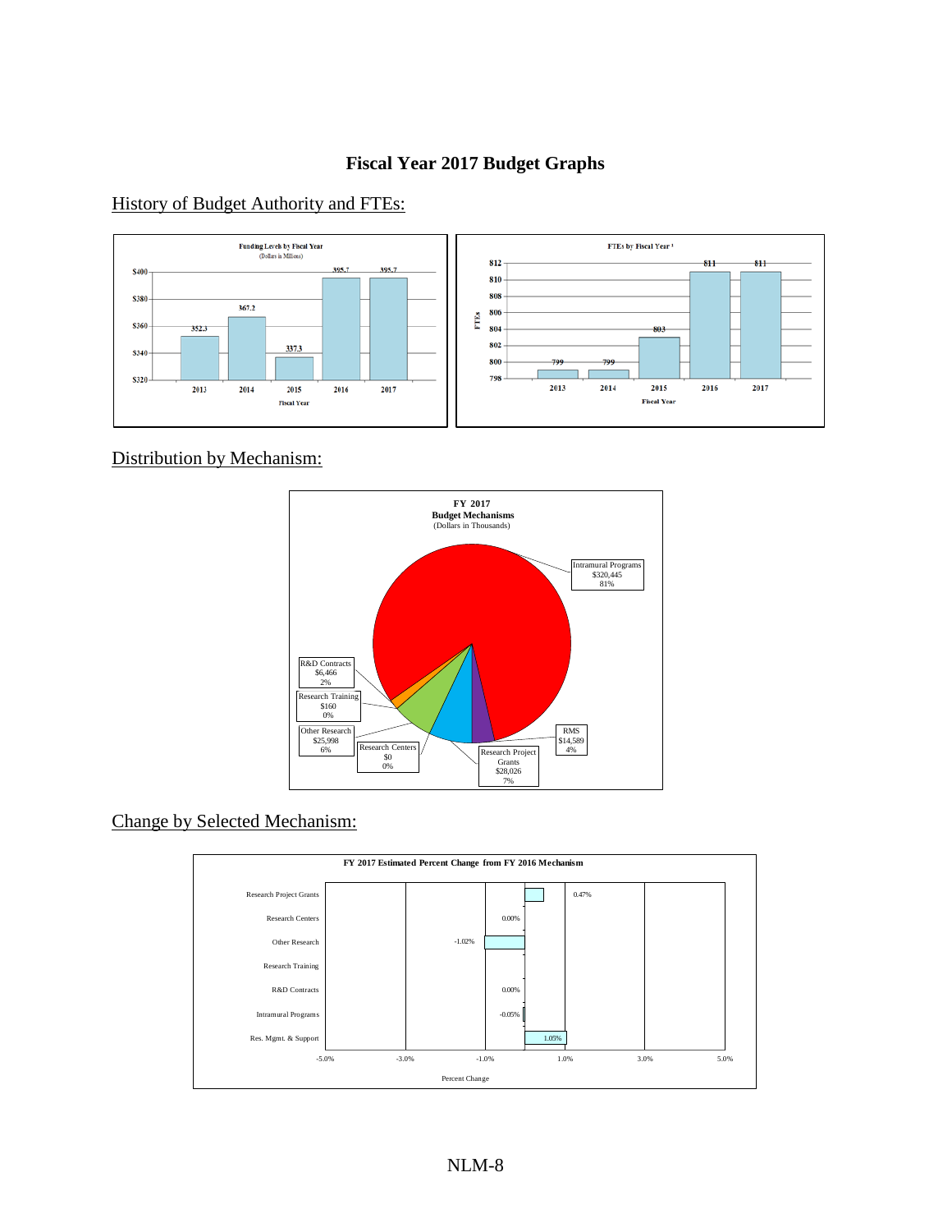# Fiscal Year 2017 Budget Graphs

## History of Budget Authority and FTEs:

**Funding Levels by Fiscal Year**
(Dollars in Millions)

| Fiscal Year | Funding |
|---|---|
| 2013 | 352.3 |
| 2014 | 367.2 |
| 2015 | 337.3 |
| 2016 | 395.7 |
| 2017 | 395.7 |

**FTEs by Fiscal Year** [1]

| Fiscal Year | FTEs |
|---|---|
| 2013 | 799 |
| 2014 | 799 |
| 2015 | 803 |
| 2016 | 811 |
| 2017 | 811 |

## Distribution by Mechanism:

**FY 2017**
**Budget Mechanisms**
(Dollars in Thousands)

| Mechanism | Amount | Percent |
|---|---|---|
| Intramural Programs | $320,445 | 81% |
| RMS | $14,589 | 4% |
| Research Project Grants | $28,026 | 7% |
| Research Centers | $0 | 0% |
| Other Research | $25,998 | 6% |
| Research Training | $160 | 0% |
| R&D Contracts | $6,466 | 2% |

## Change by Selected Mechanism:

**FY 2017 Estimated Percent Change from FY 2016 Mechanism**

| Mechanism | Percent Change |
|---|---|
| Research Project Grants | 0.47% |
| Research Centers | 0.00% |
| Other Research | -1.02% |
| Research Training | |
| R&D Contracts | 0.00% |
| Intramural Programs | -0.05% |
| Res. Mgmt. & Support | 1.05% |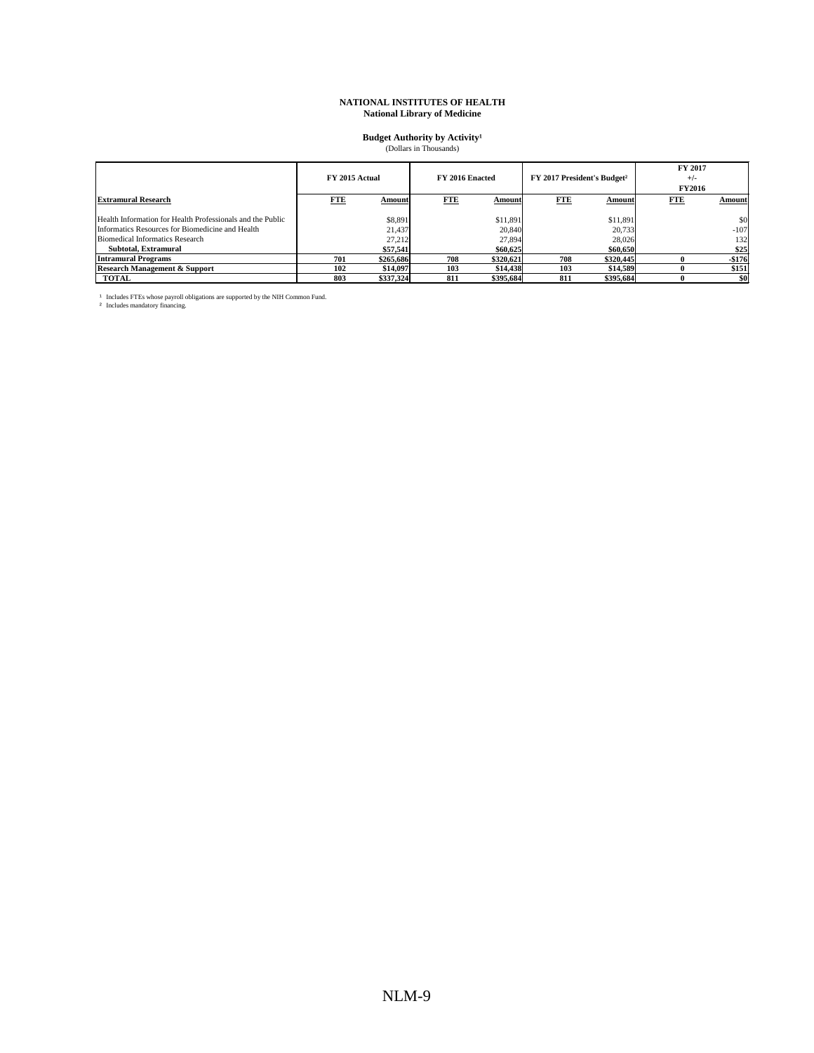# NATIONAL INSTITUTES OF HEALTH
## National Library of Medicine

**Budget Authority by Activity**[1]
(Dollars in Thousands)

| | FY 2015 Actual | | FY 2016 Enacted | | FY 2017 President's Budget[2] | | FY 2017 +/- FY2016 | |
|---|---|---|---|---|---|---|---|---|
| **Extramural Research** | FTE | Amount | FTE | Amount | FTE | Amount | FTE | Amount |
| Health Information for Health Professionals and the Public | | $8,891 | | $11,891 | | $11,891 | | $0 |
| Informatics Resources for Biomedicine and Health | | 21,437 | | 20,840 | | 20,733 | | -107 |
| Biomedical Informatics Research | | 27,212 | | 27,894 | | 28,026 | | 132 |
| **Subtotal, Extramural** | | **$57,541** | | **$60,625** | | **$60,650** | | **$25** |
| **Intramural Programs** | **701** | **$265,686** | **708** | **$320,621** | **708** | **$320,445** | **0** | **-$176** |
| **Research Management & Support** | **102** | **$14,097** | **103** | **$14,438** | **103** | **$14,589** | **0** | **$151** |
| **TOTAL** | **803** | **$337,324** | **811** | **$395,684** | **811** | **$395,684** | **0** | **$0** |

[1] Includes FTEs whose payroll obligations are supported by the NIH Common Fund.
[2] Includes mandatory financing.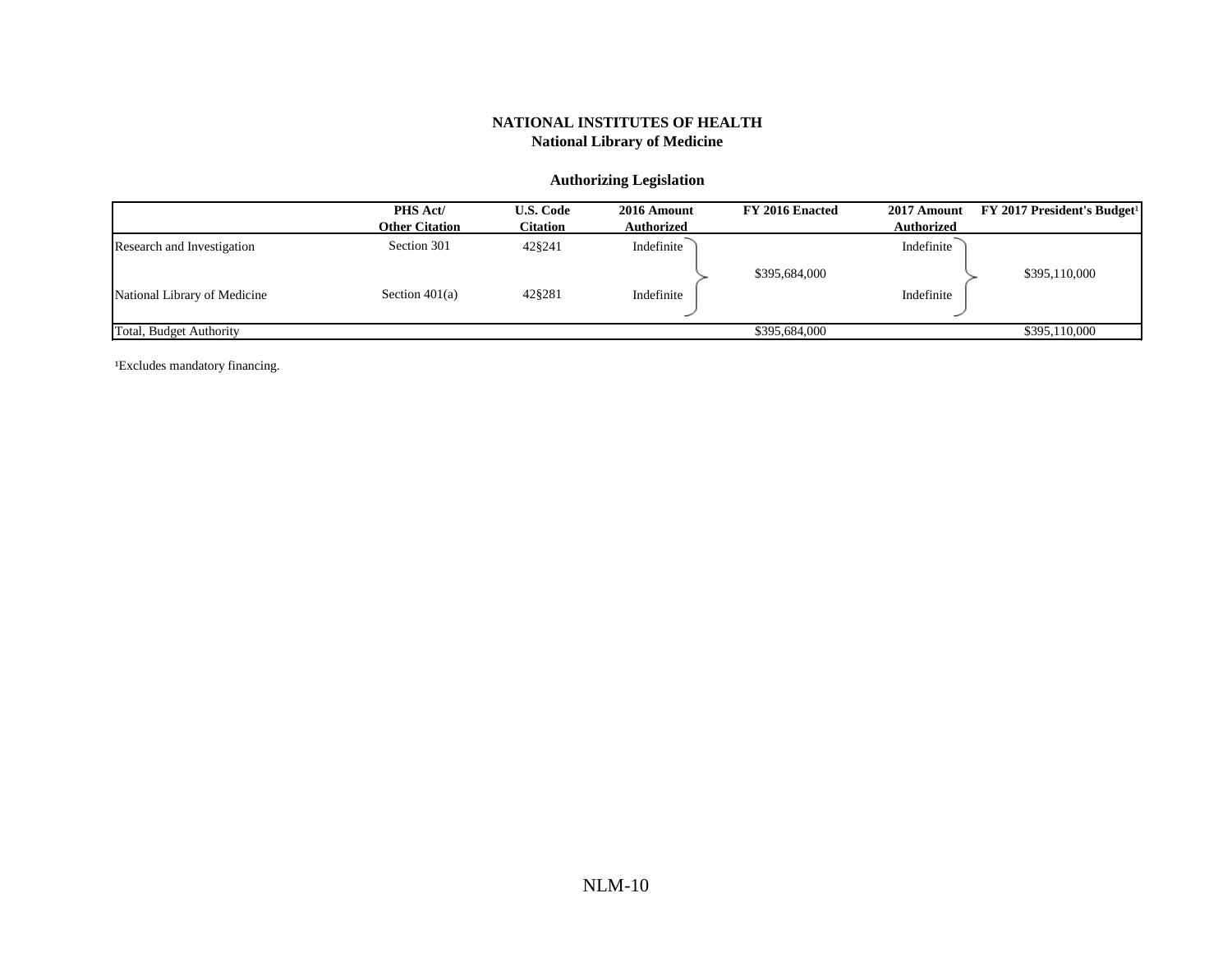**NATIONAL INSTITUTES OF HEALTH**
**National Library of Medicine**

**Authorizing Legislation**

| | PHS Act/ Other Citation | U.S. Code Citation | 2016 Amount Authorized | FY 2016 Enacted | 2017 Amount Authorized | FY 2017 President's Budget[1] |
|---|---|---|---|---|---|---|
| Research and Investigation | Section 301 | 42§241 | Indefinite | $395,684,000 | Indefinite | $395,110,000 |
| National Library of Medicine | Section 401(a) | 42§281 | Indefinite | | Indefinite | |
| Total, Budget Authority | | | | $395,684,000 | | $395,110,000 |

[1]Excludes mandatory financing.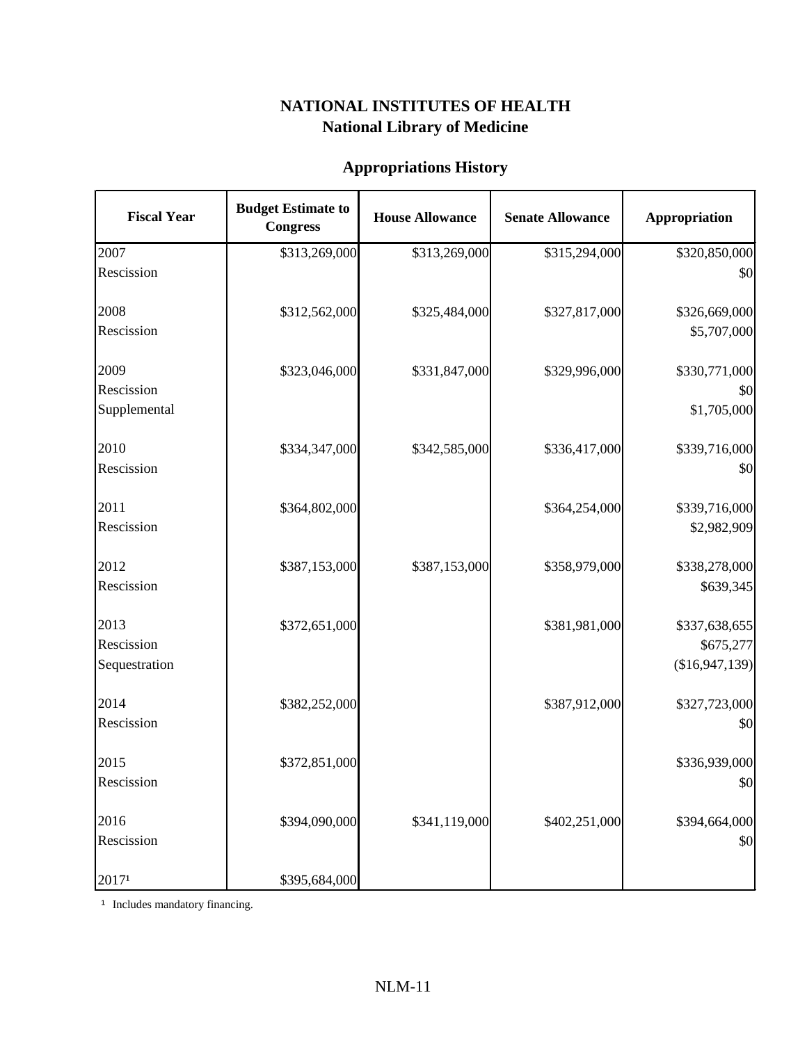# NATIONAL INSTITUTES OF HEALTH
## National Library of Medicine

### Appropriations History

| Fiscal Year | Budget Estimate to Congress | House Allowance | Senate Allowance | Appropriation |
|---|---|---|---|---|
| 2007 | $313,269,000 | $313,269,000 | $315,294,000 | $320,850,000 |
| Rescission | | | | $0 |
| 2008 | $312,562,000 | $325,484,000 | $327,817,000 | $326,669,000 |
| Rescission | | | | $5,707,000 |
| 2009 | $323,046,000 | $331,847,000 | $329,996,000 | $330,771,000 |
| Rescission | | | | $0 |
| Supplemental | | | | $1,705,000 |
| 2010 | $334,347,000 | $342,585,000 | $336,417,000 | $339,716,000 |
| Rescission | | | | $0 |
| 2011 | $364,802,000 | | $364,254,000 | $339,716,000 |
| Rescission | | | | $2,982,909 |
| 2012 | $387,153,000 | $387,153,000 | $358,979,000 | $338,278,000 |
| Rescission | | | | $639,345 |
| 2013 | $372,651,000 | | $381,981,000 | $337,638,655 |
| Rescission | | | | $675,277 |
| Sequestration | | | | ($16,947,139) |
| 2014 | $382,252,000 | | $387,912,000 | $327,723,000 |
| Rescission | | | | $0 |
| 2015 | $372,851,000 | | | $336,939,000 |
| Rescission | | | | $0 |
| 2016 | $394,090,000 | $341,119,000 | $402,251,000 | $394,664,000 |
| Rescission | | | | $0 |
| 2017[1] | $395,684,000 | | | |

[1] Includes mandatory financing.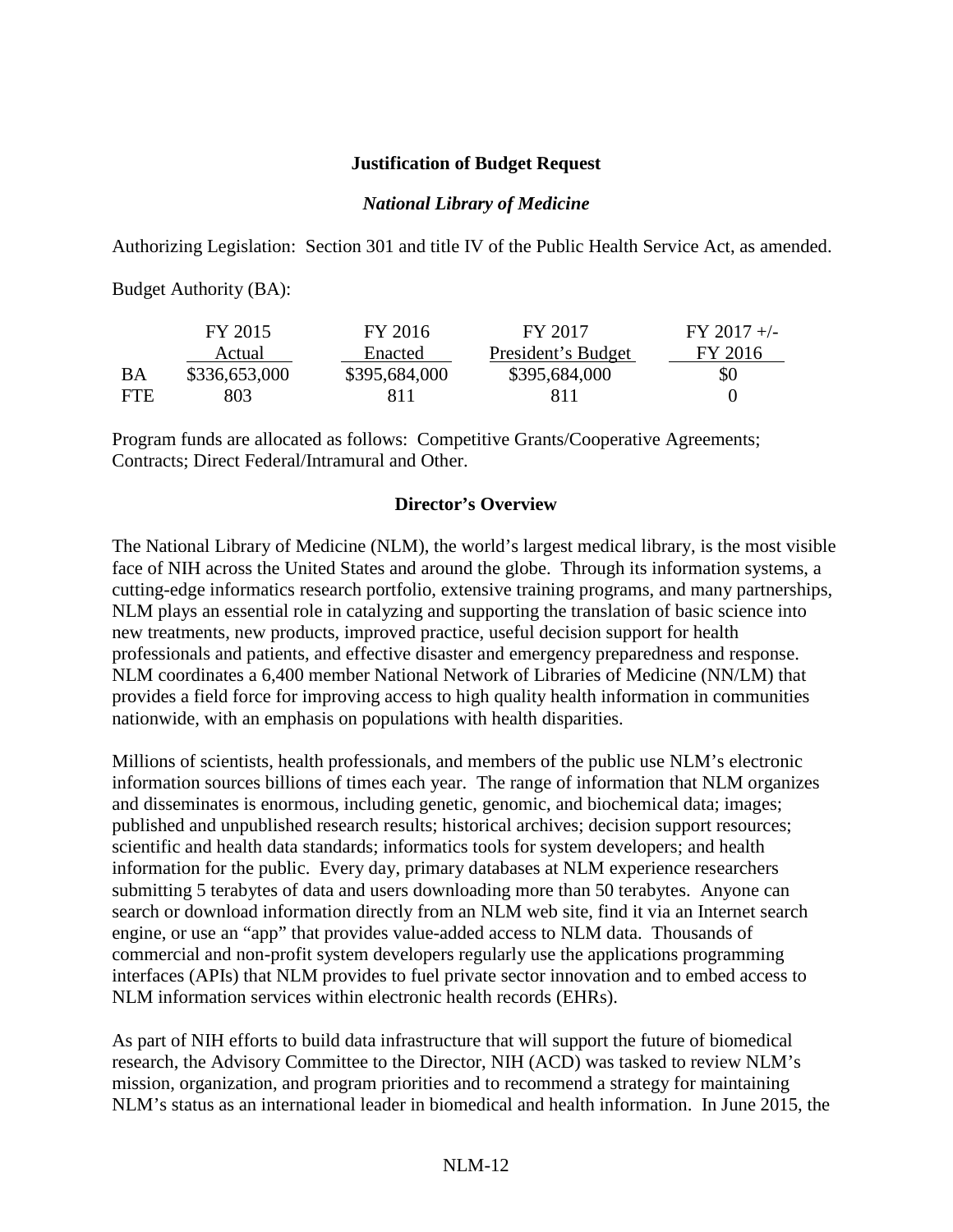## Justification of Budget Request

### *National Library of Medicine*

Authorizing Legislation: Section 301 and title IV of the Public Health Service Act, as amended.

Budget Authority (BA):

| | FY 2015 Actual | FY 2016 Enacted | FY 2017 President's Budget | FY 2017 +/- FY 2016 |
|---|---|---|---|---|
| BA | $336,653,000 | $395,684,000 | $395,684,000 | $0 |
| FTE | 803 | 811 | 811 | 0 |

Program funds are allocated as follows: Competitive Grants/Cooperative Agreements; Contracts; Direct Federal/Intramural and Other.

### Director's Overview

The National Library of Medicine (NLM), the world's largest medical library, is the most visible face of NIH across the United States and around the globe. Through its information systems, a cutting-edge informatics research portfolio, extensive training programs, and many partnerships, NLM plays an essential role in catalyzing and supporting the translation of basic science into new treatments, new products, improved practice, useful decision support for health professionals and patients, and effective disaster and emergency preparedness and response. NLM coordinates a 6,400 member National Network of Libraries of Medicine (NN/LM) that provides a field force for improving access to high quality health information in communities nationwide, with an emphasis on populations with health disparities.

Millions of scientists, health professionals, and members of the public use NLM's electronic information sources billions of times each year. The range of information that NLM organizes and disseminates is enormous, including genetic, genomic, and biochemical data; images; published and unpublished research results; historical archives; decision support resources; scientific and health data standards; informatics tools for system developers; and health information for the public. Every day, primary databases at NLM experience researchers submitting 5 terabytes of data and users downloading more than 50 terabytes. Anyone can search or download information directly from an NLM web site, find it via an Internet search engine, or use an "app" that provides value-added access to NLM data. Thousands of commercial and non-profit system developers regularly use the applications programming interfaces (APIs) that NLM provides to fuel private sector innovation and to embed access to NLM information services within electronic health records (EHRs).

As part of NIH efforts to build data infrastructure that will support the future of biomedical research, the Advisory Committee to the Director, NIH (ACD) was tasked to review NLM's mission, organization, and program priorities and to recommend a strategy for maintaining NLM's status as an international leader in biomedical and health information. In June 2015, the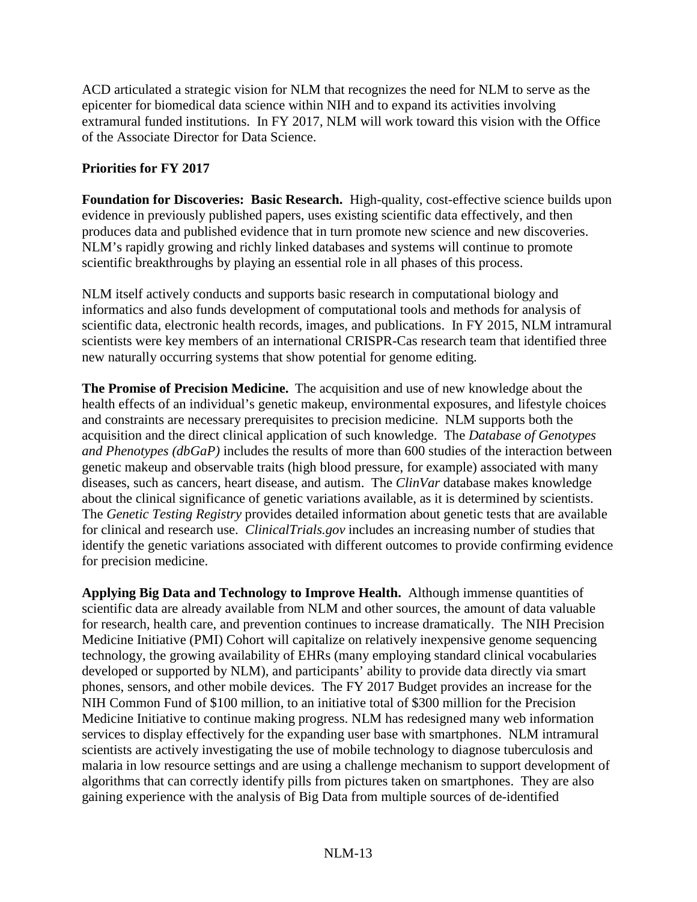ACD articulated a strategic vision for NLM that recognizes the need for NLM to serve as the epicenter for biomedical data science within NIH and to expand its activities involving extramural funded institutions. In FY 2017, NLM will work toward this vision with the Office of the Associate Director for Data Science.

**Priorities for FY 2017**

**Foundation for Discoveries: Basic Research.** High-quality, cost-effective science builds upon evidence in previously published papers, uses existing scientific data effectively, and then produces data and published evidence that in turn promote new science and new discoveries. NLM's rapidly growing and richly linked databases and systems will continue to promote scientific breakthroughs by playing an essential role in all phases of this process.

NLM itself actively conducts and supports basic research in computational biology and informatics and also funds development of computational tools and methods for analysis of scientific data, electronic health records, images, and publications. In FY 2015, NLM intramural scientists were key members of an international CRISPR-Cas research team that identified three new naturally occurring systems that show potential for genome editing.

**The Promise of Precision Medicine.** The acquisition and use of new knowledge about the health effects of an individual's genetic makeup, environmental exposures, and lifestyle choices and constraints are necessary prerequisites to precision medicine. NLM supports both the acquisition and the direct clinical application of such knowledge. The *Database of Genotypes and Phenotypes (dbGaP)* includes the results of more than 600 studies of the interaction between genetic makeup and observable traits (high blood pressure, for example) associated with many diseases, such as cancers, heart disease, and autism. The *ClinVar* database makes knowledge about the clinical significance of genetic variations available, as it is determined by scientists. The *Genetic Testing Registry* provides detailed information about genetic tests that are available for clinical and research use. *ClinicalTrials.gov* includes an increasing number of studies that identify the genetic variations associated with different outcomes to provide confirming evidence for precision medicine.

**Applying Big Data and Technology to Improve Health.** Although immense quantities of scientific data are already available from NLM and other sources, the amount of data valuable for research, health care, and prevention continues to increase dramatically. The NIH Precision Medicine Initiative (PMI) Cohort will capitalize on relatively inexpensive genome sequencing technology, the growing availability of EHRs (many employing standard clinical vocabularies developed or supported by NLM), and participants' ability to provide data directly via smart phones, sensors, and other mobile devices. The FY 2017 Budget provides an increase for the NIH Common Fund of $100 million, to an initiative total of $300 million for the Precision Medicine Initiative to continue making progress. NLM has redesigned many web information services to display effectively for the expanding user base with smartphones. NLM intramural scientists are actively investigating the use of mobile technology to diagnose tuberculosis and malaria in low resource settings and are using a challenge mechanism to support development of algorithms that can correctly identify pills from pictures taken on smartphones. They are also gaining experience with the analysis of Big Data from multiple sources of de-identified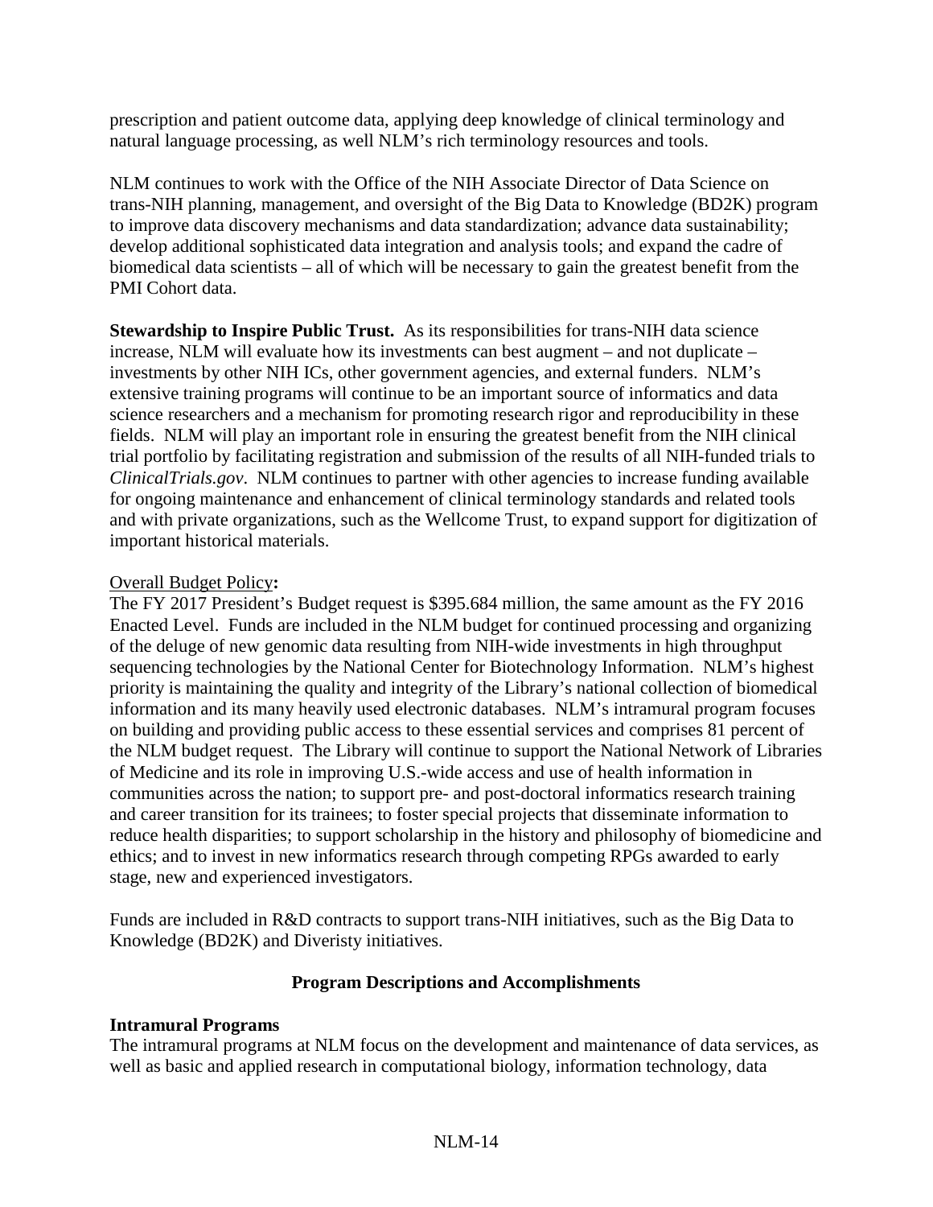prescription and patient outcome data, applying deep knowledge of clinical terminology and natural language processing, as well NLM's rich terminology resources and tools.

NLM continues to work with the Office of the NIH Associate Director of Data Science on trans-NIH planning, management, and oversight of the Big Data to Knowledge (BD2K) program to improve data discovery mechanisms and data standardization; advance data sustainability; develop additional sophisticated data integration and analysis tools; and expand the cadre of biomedical data scientists – all of which will be necessary to gain the greatest benefit from the PMI Cohort data.

**Stewardship to Inspire Public Trust.** As its responsibilities for trans-NIH data science increase, NLM will evaluate how its investments can best augment – and not duplicate – investments by other NIH ICs, other government agencies, and external funders. NLM's extensive training programs will continue to be an important source of informatics and data science researchers and a mechanism for promoting research rigor and reproducibility in these fields. NLM will play an important role in ensuring the greatest benefit from the NIH clinical trial portfolio by facilitating registration and submission of the results of all NIH-funded trials to *ClinicalTrials.gov*. NLM continues to partner with other agencies to increase funding available for ongoing maintenance and enhancement of clinical terminology standards and related tools and with private organizations, such as the Wellcome Trust, to expand support for digitization of important historical materials.

Overall Budget Policy**:**

The FY 2017 President's Budget request is $395.684 million, the same amount as the FY 2016 Enacted Level. Funds are included in the NLM budget for continued processing and organizing of the deluge of new genomic data resulting from NIH-wide investments in high throughput sequencing technologies by the National Center for Biotechnology Information. NLM's highest priority is maintaining the quality and integrity of the Library's national collection of biomedical information and its many heavily used electronic databases. NLM's intramural program focuses on building and providing public access to these essential services and comprises 81 percent of the NLM budget request. The Library will continue to support the National Network of Libraries of Medicine and its role in improving U.S.-wide access and use of health information in communities across the nation; to support pre- and post-doctoral informatics research training and career transition for its trainees; to foster special projects that disseminate information to reduce health disparities; to support scholarship in the history and philosophy of biomedicine and ethics; and to invest in new informatics research through competing RPGs awarded to early stage, new and experienced investigators.

Funds are included in R&D contracts to support trans-NIH initiatives, such as the Big Data to Knowledge (BD2K) and Diveristy initiatives.

## Program Descriptions and Accomplishments

### Intramural Programs

The intramural programs at NLM focus on the development and maintenance of data services, as well as basic and applied research in computational biology, information technology, data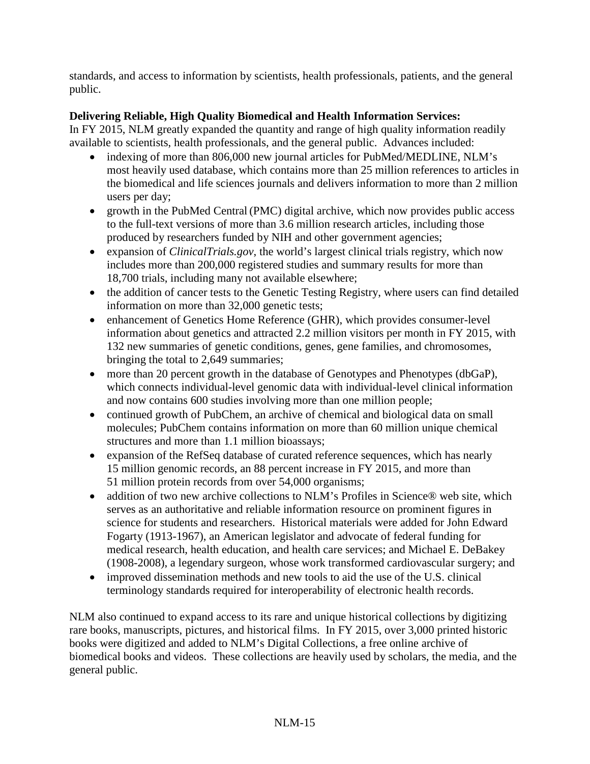standards, and access to information by scientists, health professionals, patients, and the general public.

**Delivering Reliable, High Quality Biomedical and Health Information Services:**
In FY 2015, NLM greatly expanded the quantity and range of high quality information readily available to scientists, health professionals, and the general public. Advances included:

- indexing of more than 806,000 new journal articles for PubMed/MEDLINE, NLM's most heavily used database, which contains more than 25 million references to articles in the biomedical and life sciences journals and delivers information to more than 2 million users per day;
- growth in the PubMed Central (PMC) digital archive, which now provides public access to the full-text versions of more than 3.6 million research articles, including those produced by researchers funded by NIH and other government agencies;
- expansion of *ClinicalTrials.gov*, the world's largest clinical trials registry, which now includes more than 200,000 registered studies and summary results for more than 18,700 trials, including many not available elsewhere;
- the addition of cancer tests to the Genetic Testing Registry, where users can find detailed information on more than 32,000 genetic tests;
- enhancement of Genetics Home Reference (GHR), which provides consumer-level information about genetics and attracted 2.2 million visitors per month in FY 2015, with 132 new summaries of genetic conditions, genes, gene families, and chromosomes, bringing the total to 2,649 summaries;
- more than 20 percent growth in the database of Genotypes and Phenotypes (dbGaP), which connects individual-level genomic data with individual-level clinical information and now contains 600 studies involving more than one million people;
- continued growth of PubChem, an archive of chemical and biological data on small molecules; PubChem contains information on more than 60 million unique chemical structures and more than 1.1 million bioassays;
- expansion of the RefSeq database of curated reference sequences, which has nearly 15 million genomic records, an 88 percent increase in FY 2015, and more than 51 million protein records from over 54,000 organisms;
- addition of two new archive collections to NLM's Profiles in Science® web site, which serves as an authoritative and reliable information resource on prominent figures in science for students and researchers. Historical materials were added for John Edward Fogarty (1913-1967), an American legislator and advocate of federal funding for medical research, health education, and health care services; and Michael E. DeBakey (1908-2008), a legendary surgeon, whose work transformed cardiovascular surgery; and
- improved dissemination methods and new tools to aid the use of the U.S. clinical terminology standards required for interoperability of electronic health records.

NLM also continued to expand access to its rare and unique historical collections by digitizing rare books, manuscripts, pictures, and historical films. In FY 2015, over 3,000 printed historic books were digitized and added to NLM's Digital Collections, a free online archive of biomedical books and videos. These collections are heavily used by scholars, the media, and the general public.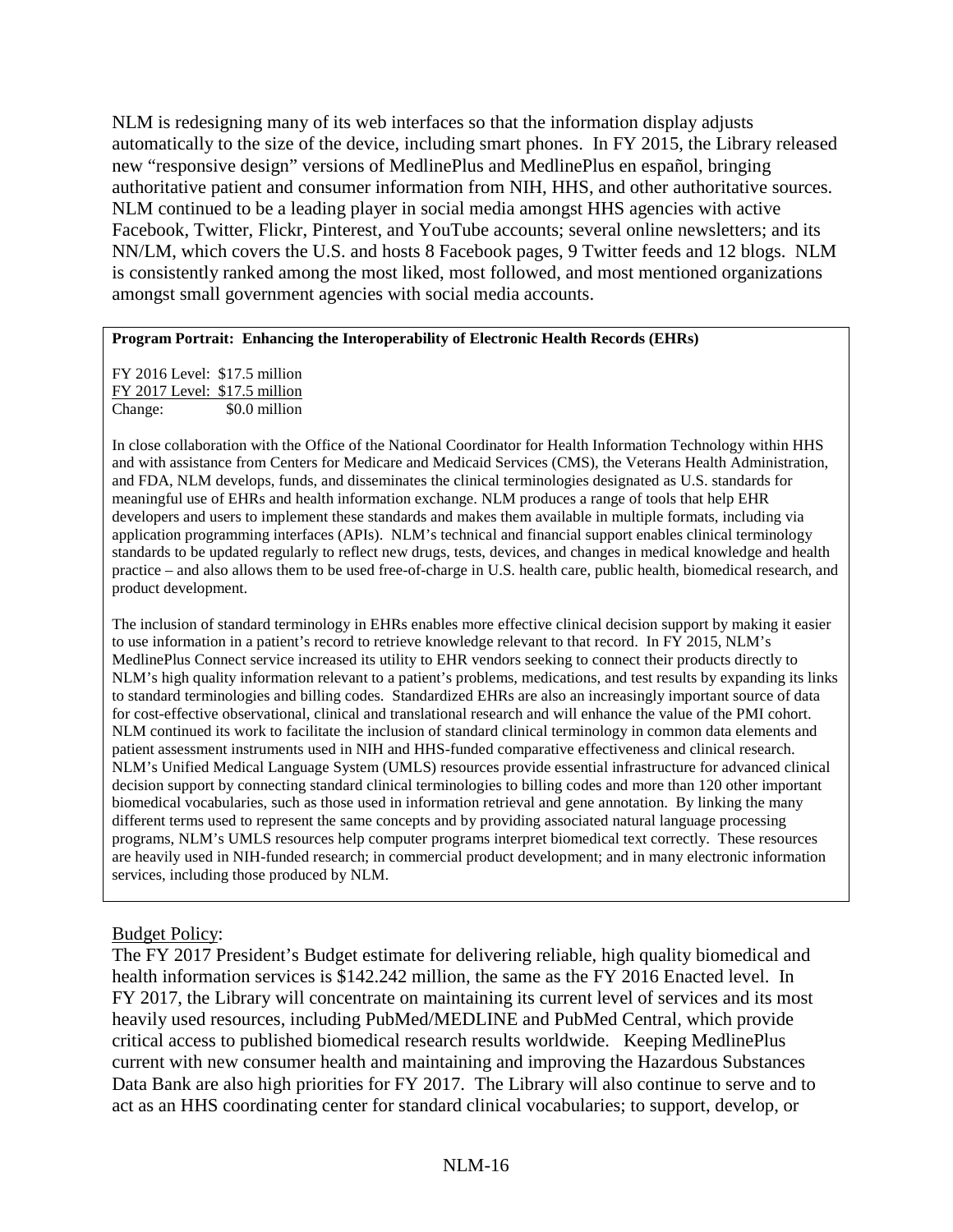NLM is redesigning many of its web interfaces so that the information display adjusts automatically to the size of the device, including smart phones. In FY 2015, the Library released new "responsive design" versions of MedlinePlus and MedlinePlus en español, bringing authoritative patient and consumer information from NIH, HHS, and other authoritative sources. NLM continued to be a leading player in social media amongst HHS agencies with active Facebook, Twitter, Flickr, Pinterest, and YouTube accounts; several online newsletters; and its NN/LM, which covers the U.S. and hosts 8 Facebook pages, 9 Twitter feeds and 12 blogs. NLM is consistently ranked among the most liked, most followed, and most mentioned organizations amongst small government agencies with social media accounts.

**Program Portrait: Enhancing the Interoperability of Electronic Health Records (EHRs)**

FY 2016 Level: $17.5 million
FY 2017 Level: $17.5 million
Change: $0.0 million

In close collaboration with the Office of the National Coordinator for Health Information Technology within HHS and with assistance from Centers for Medicare and Medicaid Services (CMS), the Veterans Health Administration, and FDA, NLM develops, funds, and disseminates the clinical terminologies designated as U.S. standards for meaningful use of EHRs and health information exchange. NLM produces a range of tools that help EHR developers and users to implement these standards and makes them available in multiple formats, including via application programming interfaces (APIs). NLM's technical and financial support enables clinical terminology standards to be updated regularly to reflect new drugs, tests, devices, and changes in medical knowledge and health practice – and also allows them to be used free-of-charge in U.S. health care, public health, biomedical research, and product development.

The inclusion of standard terminology in EHRs enables more effective clinical decision support by making it easier to use information in a patient's record to retrieve knowledge relevant to that record. In FY 2015, NLM's MedlinePlus Connect service increased its utility to EHR vendors seeking to connect their products directly to NLM's high quality information relevant to a patient's problems, medications, and test results by expanding its links to standard terminologies and billing codes. Standardized EHRs are also an increasingly important source of data for cost-effective observational, clinical and translational research and will enhance the value of the PMI cohort. NLM continued its work to facilitate the inclusion of standard clinical terminology in common data elements and patient assessment instruments used in NIH and HHS-funded comparative effectiveness and clinical research. NLM's Unified Medical Language System (UMLS) resources provide essential infrastructure for advanced clinical decision support by connecting standard clinical terminologies to billing codes and more than 120 other important biomedical vocabularies, such as those used in information retrieval and gene annotation. By linking the many different terms used to represent the same concepts and by providing associated natural language processing programs, NLM's UMLS resources help computer programs interpret biomedical text correctly. These resources are heavily used in NIH-funded research; in commercial product development; and in many electronic information services, including those produced by NLM.

Budget Policy:

The FY 2017 President's Budget estimate for delivering reliable, high quality biomedical and health information services is $142.242 million, the same as the FY 2016 Enacted level. In FY 2017, the Library will concentrate on maintaining its current level of services and its most heavily used resources, including PubMed/MEDLINE and PubMed Central, which provide critical access to published biomedical research results worldwide. Keeping MedlinePlus current with new consumer health and maintaining and improving the Hazardous Substances Data Bank are also high priorities for FY 2017. The Library will also continue to serve and to act as an HHS coordinating center for standard clinical vocabularies; to support, develop, or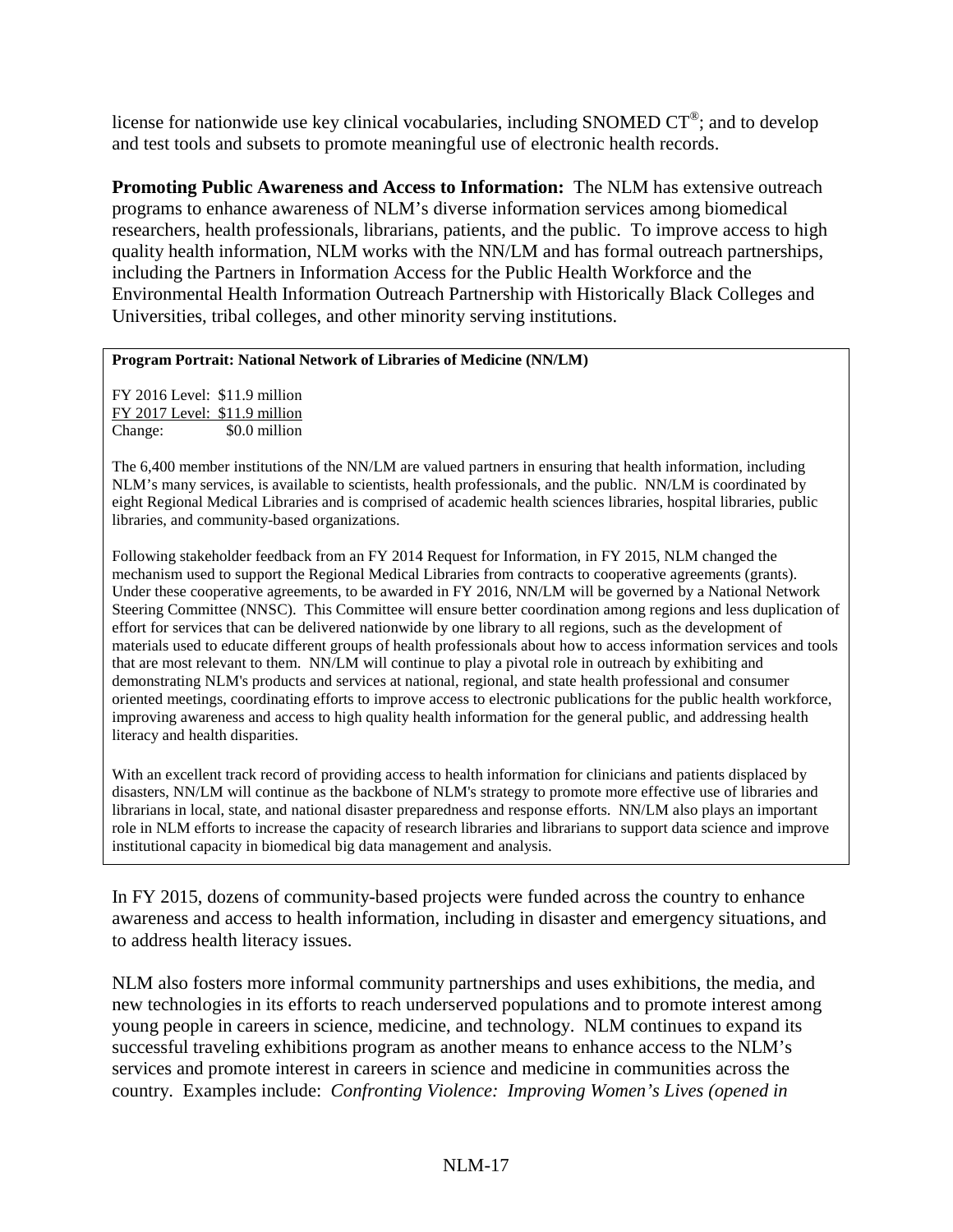license for nationwide use key clinical vocabularies, including SNOMED CT®; and to develop and test tools and subsets to promote meaningful use of electronic health records.

**Promoting Public Awareness and Access to Information:** The NLM has extensive outreach programs to enhance awareness of NLM's diverse information services among biomedical researchers, health professionals, librarians, patients, and the public. To improve access to high quality health information, NLM works with the NN/LM and has formal outreach partnerships, including the Partners in Information Access for the Public Health Workforce and the Environmental Health Information Outreach Partnership with Historically Black Colleges and Universities, tribal colleges, and other minority serving institutions.

**Program Portrait: National Network of Libraries of Medicine (NN/LM)**

FY 2016 Level: $11.9 million
FY 2017 Level: $11.9 million
Change: $0.0 million

The 6,400 member institutions of the NN/LM are valued partners in ensuring that health information, including NLM's many services, is available to scientists, health professionals, and the public. NN/LM is coordinated by eight Regional Medical Libraries and is comprised of academic health sciences libraries, hospital libraries, public libraries, and community-based organizations.

Following stakeholder feedback from an FY 2014 Request for Information, in FY 2015, NLM changed the mechanism used to support the Regional Medical Libraries from contracts to cooperative agreements (grants). Under these cooperative agreements, to be awarded in FY 2016, NN/LM will be governed by a National Network Steering Committee (NNSC). This Committee will ensure better coordination among regions and less duplication of effort for services that can be delivered nationwide by one library to all regions, such as the development of materials used to educate different groups of health professionals about how to access information services and tools that are most relevant to them. NN/LM will continue to play a pivotal role in outreach by exhibiting and demonstrating NLM's products and services at national, regional, and state health professional and consumer oriented meetings, coordinating efforts to improve access to electronic publications for the public health workforce, improving awareness and access to high quality health information for the general public, and addressing health literacy and health disparities.

With an excellent track record of providing access to health information for clinicians and patients displaced by disasters, NN/LM will continue as the backbone of NLM's strategy to promote more effective use of libraries and librarians in local, state, and national disaster preparedness and response efforts. NN/LM also plays an important role in NLM efforts to increase the capacity of research libraries and librarians to support data science and improve institutional capacity in biomedical big data management and analysis.

In FY 2015, dozens of community-based projects were funded across the country to enhance awareness and access to health information, including in disaster and emergency situations, and to address health literacy issues.

NLM also fosters more informal community partnerships and uses exhibitions, the media, and new technologies in its efforts to reach underserved populations and to promote interest among young people in careers in science, medicine, and technology. NLM continues to expand its successful traveling exhibitions program as another means to enhance access to the NLM's services and promote interest in careers in science and medicine in communities across the country. Examples include: *Confronting Violence: Improving Women's Lives (opened in*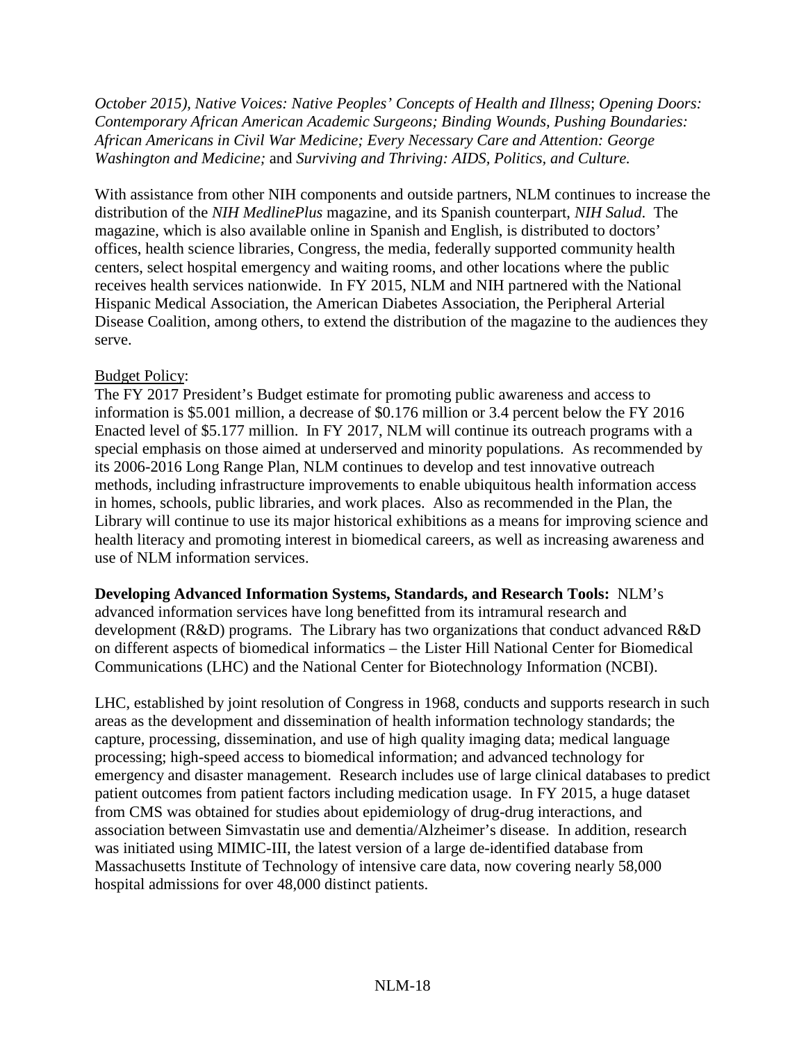*October 2015), Native Voices: Native Peoples' Concepts of Health and Illness*; *Opening Doors: Contemporary African American Academic Surgeons; Binding Wounds, Pushing Boundaries: African Americans in Civil War Medicine; Every Necessary Care and Attention: George Washington and Medicine;* and *Surviving and Thriving: AIDS, Politics, and Culture.*

With assistance from other NIH components and outside partners, NLM continues to increase the distribution of the *NIH MedlinePlus* magazine, and its Spanish counterpart, *NIH Salud*. The magazine, which is also available online in Spanish and English, is distributed to doctors' offices, health science libraries, Congress, the media, federally supported community health centers, select hospital emergency and waiting rooms, and other locations where the public receives health services nationwide. In FY 2015, NLM and NIH partnered with the National Hispanic Medical Association, the American Diabetes Association, the Peripheral Arterial Disease Coalition, among others, to extend the distribution of the magazine to the audiences they serve.

Budget Policy:

The FY 2017 President's Budget estimate for promoting public awareness and access to information is $5.001 million, a decrease of $0.176 million or 3.4 percent below the FY 2016 Enacted level of $5.177 million. In FY 2017, NLM will continue its outreach programs with a special emphasis on those aimed at underserved and minority populations. As recommended by its 2006-2016 Long Range Plan, NLM continues to develop and test innovative outreach methods, including infrastructure improvements to enable ubiquitous health information access in homes, schools, public libraries, and work places. Also as recommended in the Plan, the Library will continue to use its major historical exhibitions as a means for improving science and health literacy and promoting interest in biomedical careers, as well as increasing awareness and use of NLM information services.

**Developing Advanced Information Systems, Standards, and Research Tools:** NLM's advanced information services have long benefitted from its intramural research and development (R&D) programs. The Library has two organizations that conduct advanced R&D on different aspects of biomedical informatics – the Lister Hill National Center for Biomedical Communications (LHC) and the National Center for Biotechnology Information (NCBI).

LHC, established by joint resolution of Congress in 1968, conducts and supports research in such areas as the development and dissemination of health information technology standards; the capture, processing, dissemination, and use of high quality imaging data; medical language processing; high-speed access to biomedical information; and advanced technology for emergency and disaster management. Research includes use of large clinical databases to predict patient outcomes from patient factors including medication usage. In FY 2015, a huge dataset from CMS was obtained for studies about epidemiology of drug-drug interactions, and association between Simvastatin use and dementia/Alzheimer's disease. In addition, research was initiated using MIMIC-III, the latest version of a large de-identified database from Massachusetts Institute of Technology of intensive care data, now covering nearly 58,000 hospital admissions for over 48,000 distinct patients.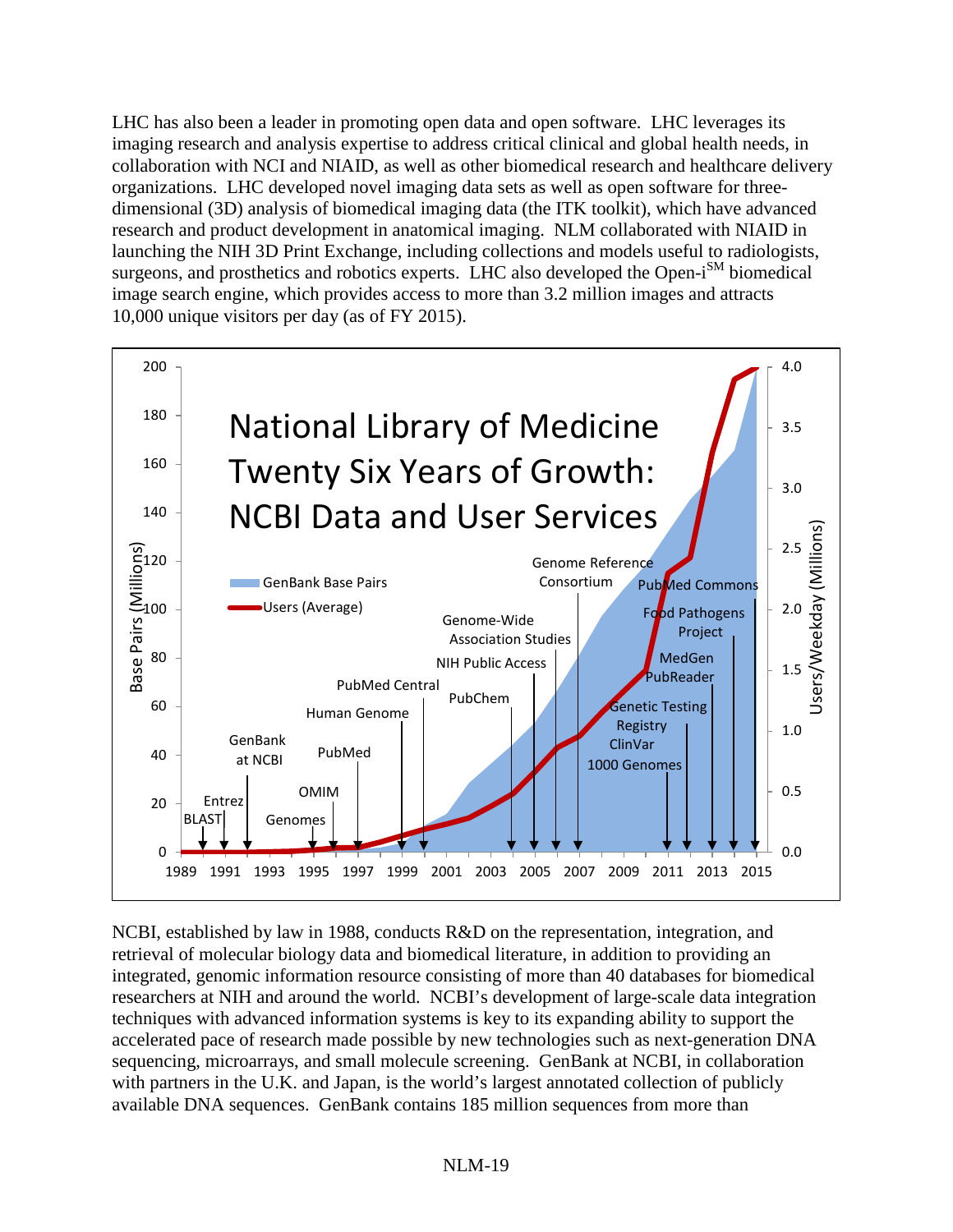LHC has also been a leader in promoting open data and open software. LHC leverages its imaging research and analysis expertise to address critical clinical and global health needs, in collaboration with NCI and NIAID, as well as other biomedical research and healthcare delivery organizations. LHC developed novel imaging data sets as well as open software for three-dimensional (3D) analysis of biomedical imaging data (the ITK toolkit), which have advanced research and product development in anatomical imaging. NLM collaborated with NIAID in launching the NIH 3D Print Exchange, including collections and models useful to radiologists, surgeons, and prosthetics and robotics experts. LHC also developed the Open-i[SM] biomedical image search engine, which provides access to more than 3.2 million images and attracts 10,000 unique visitors per day (as of FY 2015).

NCBI, established by law in 1988, conducts R&D on the representation, integration, and retrieval of molecular biology data and biomedical literature, in addition to providing an integrated, genomic information resource consisting of more than 40 databases for biomedical researchers at NIH and around the world. NCBI's development of large-scale data integration techniques with advanced information systems is key to its expanding ability to support the accelerated pace of research made possible by new technologies such as next-generation DNA sequencing, microarrays, and small molecule screening. GenBank at NCBI, in collaboration with partners in the U.K. and Japan, is the world's largest annotated collection of publicly available DNA sequences. GenBank contains 185 million sequences from more than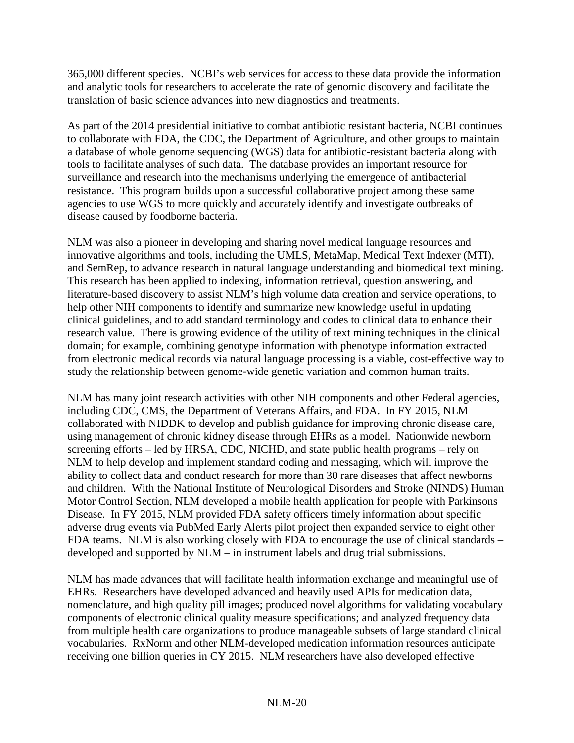365,000 different species. NCBI's web services for access to these data provide the information and analytic tools for researchers to accelerate the rate of genomic discovery and facilitate the translation of basic science advances into new diagnostics and treatments.

As part of the 2014 presidential initiative to combat antibiotic resistant bacteria, NCBI continues to collaborate with FDA, the CDC, the Department of Agriculture, and other groups to maintain a database of whole genome sequencing (WGS) data for antibiotic-resistant bacteria along with tools to facilitate analyses of such data. The database provides an important resource for surveillance and research into the mechanisms underlying the emergence of antibacterial resistance. This program builds upon a successful collaborative project among these same agencies to use WGS to more quickly and accurately identify and investigate outbreaks of disease caused by foodborne bacteria.

NLM was also a pioneer in developing and sharing novel medical language resources and innovative algorithms and tools, including the UMLS, MetaMap, Medical Text Indexer (MTI), and SemRep, to advance research in natural language understanding and biomedical text mining. This research has been applied to indexing, information retrieval, question answering, and literature-based discovery to assist NLM's high volume data creation and service operations, to help other NIH components to identify and summarize new knowledge useful in updating clinical guidelines, and to add standard terminology and codes to clinical data to enhance their research value. There is growing evidence of the utility of text mining techniques in the clinical domain; for example, combining genotype information with phenotype information extracted from electronic medical records via natural language processing is a viable, cost-effective way to study the relationship between genome-wide genetic variation and common human traits.

NLM has many joint research activities with other NIH components and other Federal agencies, including CDC, CMS, the Department of Veterans Affairs, and FDA. In FY 2015, NLM collaborated with NIDDK to develop and publish guidance for improving chronic disease care, using management of chronic kidney disease through EHRs as a model. Nationwide newborn screening efforts – led by HRSA, CDC, NICHD, and state public health programs – rely on NLM to help develop and implement standard coding and messaging, which will improve the ability to collect data and conduct research for more than 30 rare diseases that affect newborns and children. With the National Institute of Neurological Disorders and Stroke (NINDS) Human Motor Control Section, NLM developed a mobile health application for people with Parkinsons Disease. In FY 2015, NLM provided FDA safety officers timely information about specific adverse drug events via PubMed Early Alerts pilot project then expanded service to eight other FDA teams. NLM is also working closely with FDA to encourage the use of clinical standards – developed and supported by NLM – in instrument labels and drug trial submissions.

NLM has made advances that will facilitate health information exchange and meaningful use of EHRs. Researchers have developed advanced and heavily used APIs for medication data, nomenclature, and high quality pill images; produced novel algorithms for validating vocabulary components of electronic clinical quality measure specifications; and analyzed frequency data from multiple health care organizations to produce manageable subsets of large standard clinical vocabularies. RxNorm and other NLM-developed medication information resources anticipate receiving one billion queries in CY 2015. NLM researchers have also developed effective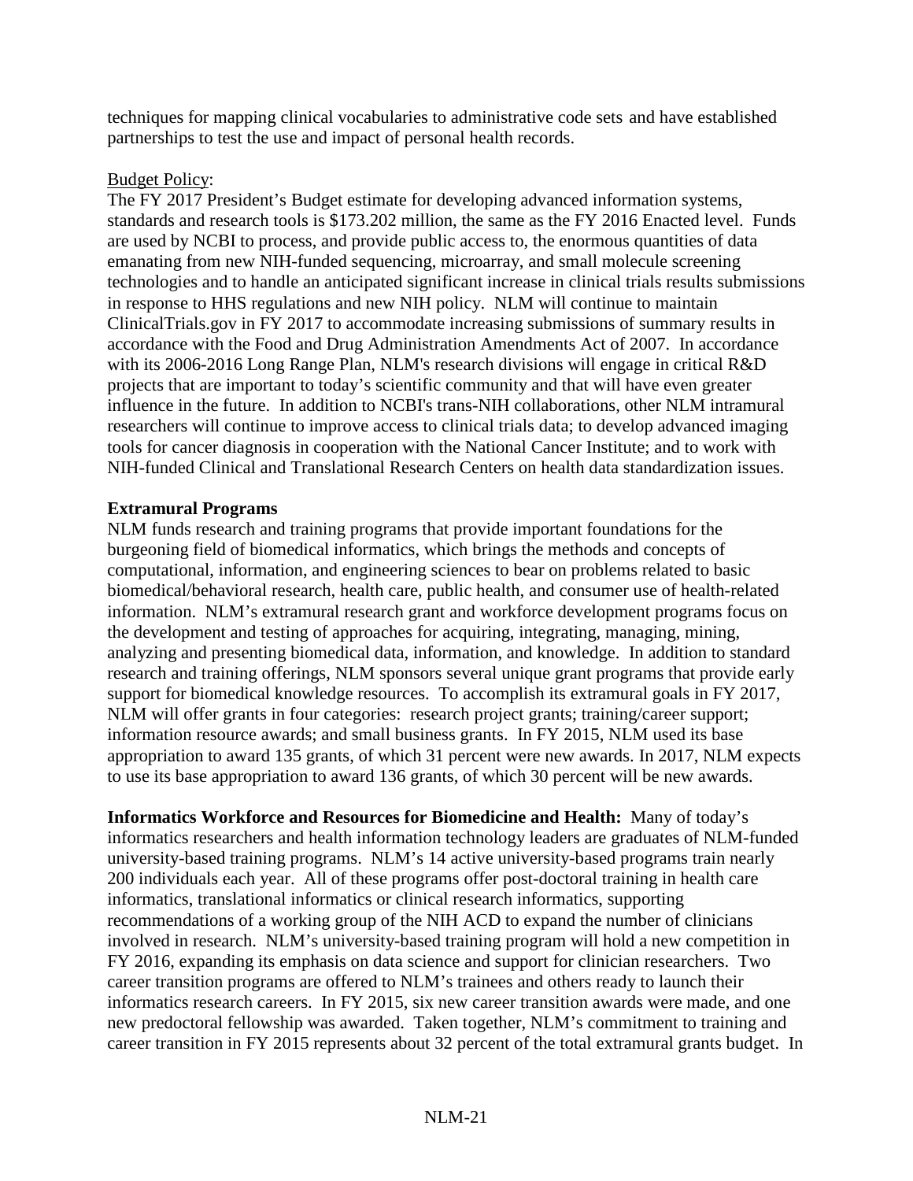techniques for mapping clinical vocabularies to administrative code sets and have established partnerships to test the use and impact of personal health records.

Budget Policy:

The FY 2017 President's Budget estimate for developing advanced information systems, standards and research tools is $173.202 million, the same as the FY 2016 Enacted level. Funds are used by NCBI to process, and provide public access to, the enormous quantities of data emanating from new NIH-funded sequencing, microarray, and small molecule screening technologies and to handle an anticipated significant increase in clinical trials results submissions in response to HHS regulations and new NIH policy. NLM will continue to maintain ClinicalTrials.gov in FY 2017 to accommodate increasing submissions of summary results in accordance with the Food and Drug Administration Amendments Act of 2007. In accordance with its 2006-2016 Long Range Plan, NLM's research divisions will engage in critical R&D projects that are important to today's scientific community and that will have even greater influence in the future. In addition to NCBI's trans-NIH collaborations, other NLM intramural researchers will continue to improve access to clinical trials data; to develop advanced imaging tools for cancer diagnosis in cooperation with the National Cancer Institute; and to work with NIH-funded Clinical and Translational Research Centers on health data standardization issues.

**Extramural Programs**

NLM funds research and training programs that provide important foundations for the burgeoning field of biomedical informatics, which brings the methods and concepts of computational, information, and engineering sciences to bear on problems related to basic biomedical/behavioral research, health care, public health, and consumer use of health-related information. NLM's extramural research grant and workforce development programs focus on the development and testing of approaches for acquiring, integrating, managing, mining, analyzing and presenting biomedical data, information, and knowledge. In addition to standard research and training offerings, NLM sponsors several unique grant programs that provide early support for biomedical knowledge resources. To accomplish its extramural goals in FY 2017, NLM will offer grants in four categories: research project grants; training/career support; information resource awards; and small business grants. In FY 2015, NLM used its base appropriation to award 135 grants, of which 31 percent were new awards. In 2017, NLM expects to use its base appropriation to award 136 grants, of which 30 percent will be new awards.

**Informatics Workforce and Resources for Biomedicine and Health:** Many of today's informatics researchers and health information technology leaders are graduates of NLM-funded university-based training programs. NLM's 14 active university-based programs train nearly 200 individuals each year. All of these programs offer post-doctoral training in health care informatics, translational informatics or clinical research informatics, supporting recommendations of a working group of the NIH ACD to expand the number of clinicians involved in research. NLM's university-based training program will hold a new competition in FY 2016, expanding its emphasis on data science and support for clinician researchers. Two career transition programs are offered to NLM's trainees and others ready to launch their informatics research careers. In FY 2015, six new career transition awards were made, and one new predoctoral fellowship was awarded. Taken together, NLM's commitment to training and career transition in FY 2015 represents about 32 percent of the total extramural grants budget. In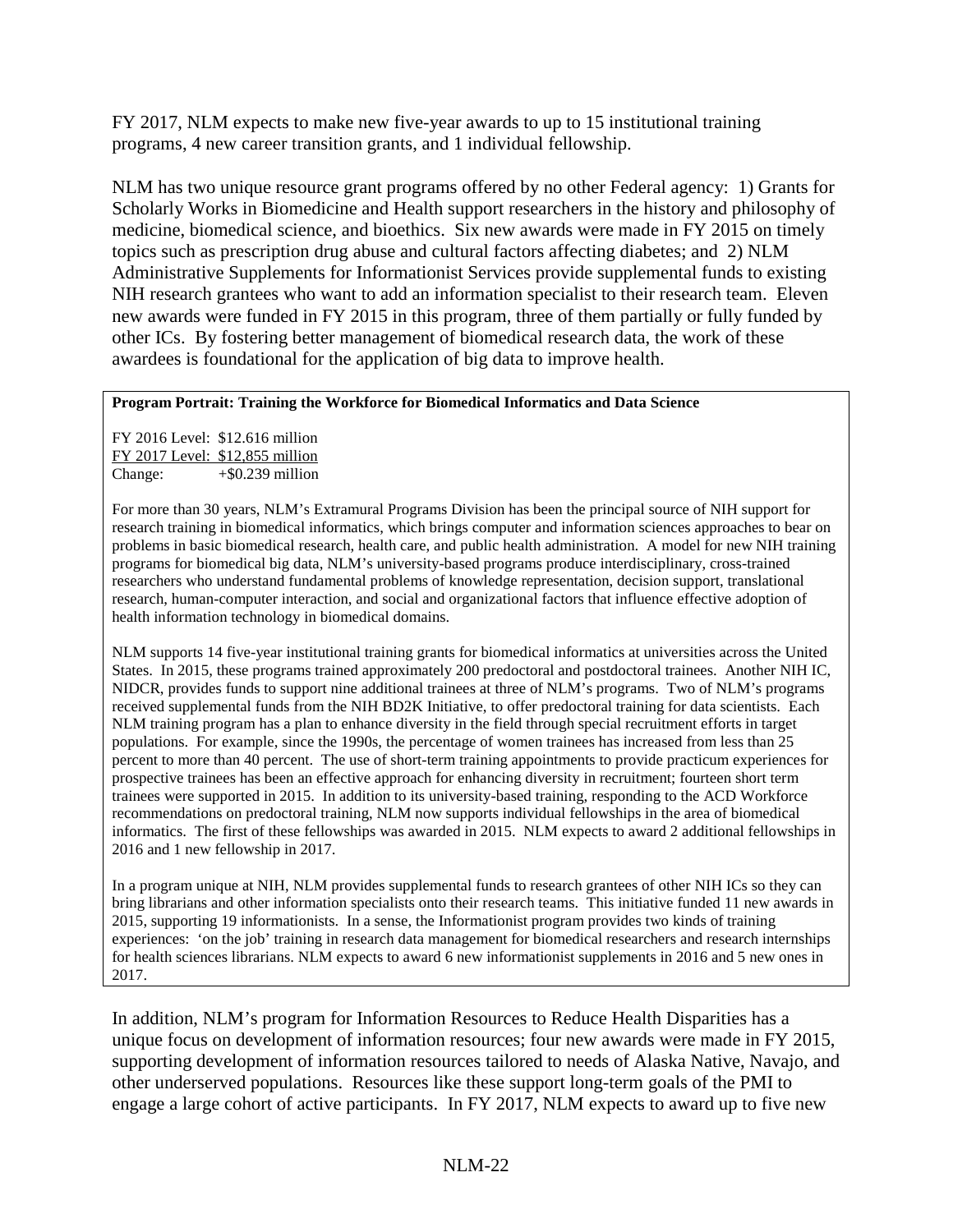FY 2017, NLM expects to make new five-year awards to up to 15 institutional training programs, 4 new career transition grants, and 1 individual fellowship.

NLM has two unique resource grant programs offered by no other Federal agency: 1) Grants for Scholarly Works in Biomedicine and Health support researchers in the history and philosophy of medicine, biomedical science, and bioethics. Six new awards were made in FY 2015 on timely topics such as prescription drug abuse and cultural factors affecting diabetes; and 2) NLM Administrative Supplements for Informationist Services provide supplemental funds to existing NIH research grantees who want to add an information specialist to their research team. Eleven new awards were funded in FY 2015 in this program, three of them partially or fully funded by other ICs. By fostering better management of biomedical research data, the work of these awardees is foundational for the application of big data to improve health.

**Program Portrait: Training the Workforce for Biomedical Informatics and Data Science**

FY 2016 Level: $12.616 million
FY 2017 Level: $12,855 million
Change: +$0.239 million

For more than 30 years, NLM's Extramural Programs Division has been the principal source of NIH support for research training in biomedical informatics, which brings computer and information sciences approaches to bear on problems in basic biomedical research, health care, and public health administration. A model for new NIH training programs for biomedical big data, NLM's university-based programs produce interdisciplinary, cross-trained researchers who understand fundamental problems of knowledge representation, decision support, translational research, human-computer interaction, and social and organizational factors that influence effective adoption of health information technology in biomedical domains.

NLM supports 14 five-year institutional training grants for biomedical informatics at universities across the United States. In 2015, these programs trained approximately 200 predoctoral and postdoctoral trainees. Another NIH IC, NIDCR, provides funds to support nine additional trainees at three of NLM's programs. Two of NLM's programs received supplemental funds from the NIH BD2K Initiative, to offer predoctoral training for data scientists. Each NLM training program has a plan to enhance diversity in the field through special recruitment efforts in target populations. For example, since the 1990s, the percentage of women trainees has increased from less than 25 percent to more than 40 percent. The use of short-term training appointments to provide practicum experiences for prospective trainees has been an effective approach for enhancing diversity in recruitment; fourteen short term trainees were supported in 2015. In addition to its university-based training, responding to the ACD Workforce recommendations on predoctoral training, NLM now supports individual fellowships in the area of biomedical informatics. The first of these fellowships was awarded in 2015. NLM expects to award 2 additional fellowships in 2016 and 1 new fellowship in 2017.

In a program unique at NIH, NLM provides supplemental funds to research grantees of other NIH ICs so they can bring librarians and other information specialists onto their research teams. This initiative funded 11 new awards in 2015, supporting 19 informationists. In a sense, the Informationist program provides two kinds of training experiences: 'on the job' training in research data management for biomedical researchers and research internships for health sciences librarians. NLM expects to award 6 new informationist supplements in 2016 and 5 new ones in 2017.

In addition, NLM's program for Information Resources to Reduce Health Disparities has a unique focus on development of information resources; four new awards were made in FY 2015, supporting development of information resources tailored to needs of Alaska Native, Navajo, and other underserved populations. Resources like these support long-term goals of the PMI to engage a large cohort of active participants. In FY 2017, NLM expects to award up to five new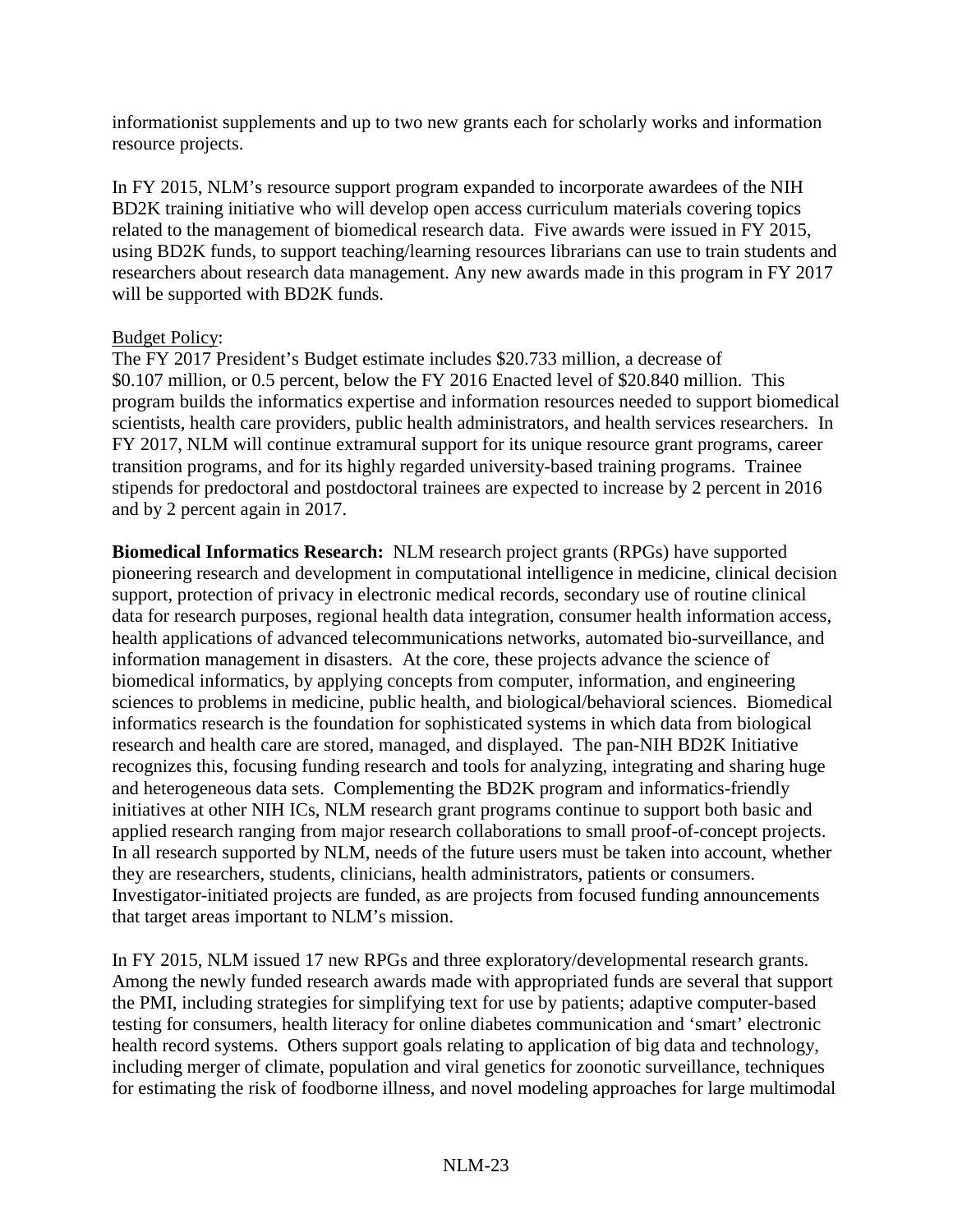informationist supplements and up to two new grants each for scholarly works and information resource projects.

In FY 2015, NLM's resource support program expanded to incorporate awardees of the NIH BD2K training initiative who will develop open access curriculum materials covering topics related to the management of biomedical research data. Five awards were issued in FY 2015, using BD2K funds, to support teaching/learning resources librarians can use to train students and researchers about research data management. Any new awards made in this program in FY 2017 will be supported with BD2K funds.

Budget Policy:

The FY 2017 President's Budget estimate includes \$20.733 million, a decrease of \$0.107 million, or 0.5 percent, below the FY 2016 Enacted level of \$20.840 million. This program builds the informatics expertise and information resources needed to support biomedical scientists, health care providers, public health administrators, and health services researchers. In FY 2017, NLM will continue extramural support for its unique resource grant programs, career transition programs, and for its highly regarded university-based training programs. Trainee stipends for predoctoral and postdoctoral trainees are expected to increase by 2 percent in 2016 and by 2 percent again in 2017.

**Biomedical Informatics Research:** NLM research project grants (RPGs) have supported pioneering research and development in computational intelligence in medicine, clinical decision support, protection of privacy in electronic medical records, secondary use of routine clinical data for research purposes, regional health data integration, consumer health information access, health applications of advanced telecommunications networks, automated bio-surveillance, and information management in disasters. At the core, these projects advance the science of biomedical informatics, by applying concepts from computer, information, and engineering sciences to problems in medicine, public health, and biological/behavioral sciences. Biomedical informatics research is the foundation for sophisticated systems in which data from biological research and health care are stored, managed, and displayed. The pan-NIH BD2K Initiative recognizes this, focusing funding research and tools for analyzing, integrating and sharing huge and heterogeneous data sets. Complementing the BD2K program and informatics-friendly initiatives at other NIH ICs, NLM research grant programs continue to support both basic and applied research ranging from major research collaborations to small proof-of-concept projects. In all research supported by NLM, needs of the future users must be taken into account, whether they are researchers, students, clinicians, health administrators, patients or consumers. Investigator-initiated projects are funded, as are projects from focused funding announcements that target areas important to NLM's mission.

In FY 2015, NLM issued 17 new RPGs and three exploratory/developmental research grants. Among the newly funded research awards made with appropriated funds are several that support the PMI, including strategies for simplifying text for use by patients; adaptive computer-based testing for consumers, health literacy for online diabetes communication and 'smart' electronic health record systems. Others support goals relating to application of big data and technology, including merger of climate, population and viral genetics for zoonotic surveillance, techniques for estimating the risk of foodborne illness, and novel modeling approaches for large multimodal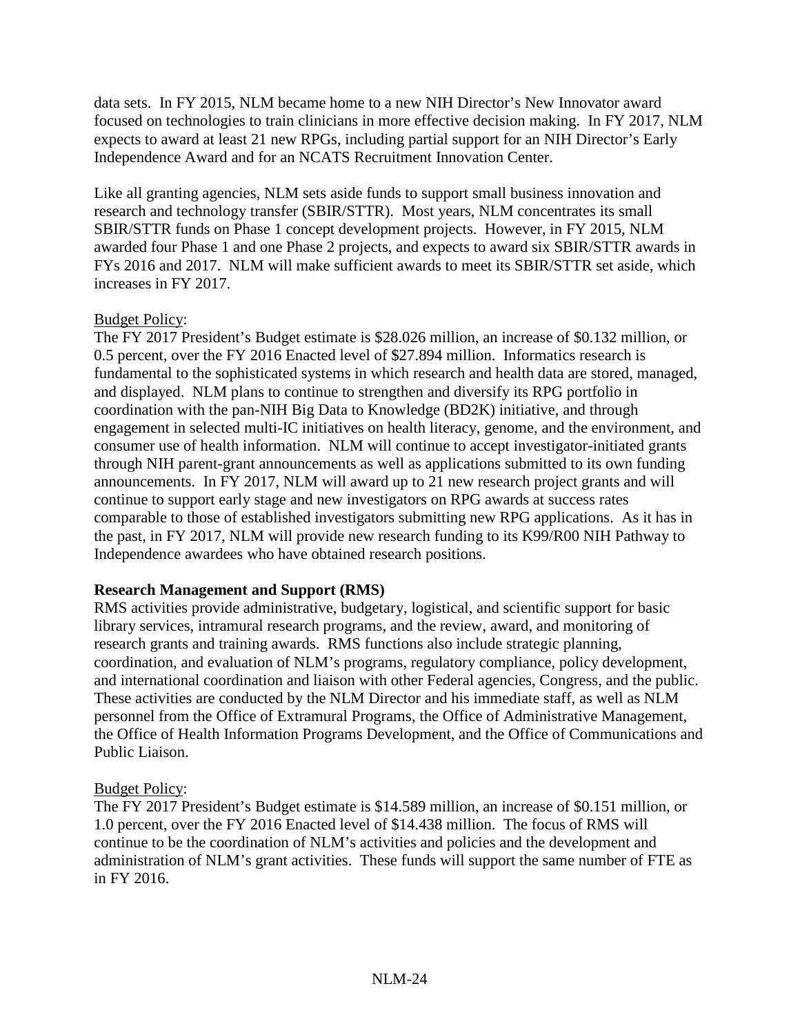data sets. In FY 2015, NLM became home to a new NIH Director's New Innovator award focused on technologies to train clinicians in more effective decision making. In FY 2017, NLM expects to award at least 21 new RPGs, including partial support for an NIH Director's Early Independence Award and for an NCATS Recruitment Innovation Center.

Like all granting agencies, NLM sets aside funds to support small business innovation and research and technology transfer (SBIR/STTR). Most years, NLM concentrates its small SBIR/STTR funds on Phase 1 concept development projects. However, in FY 2015, NLM awarded four Phase 1 and one Phase 2 projects, and expects to award six SBIR/STTR awards in FYs 2016 and 2017. NLM will make sufficient awards to meet its SBIR/STTR set aside, which increases in FY 2017.

<u>Budget Policy</u>:

The FY 2017 President's Budget estimate is $28.026 million, an increase of $0.132 million, or 0.5 percent, over the FY 2016 Enacted level of $27.894 million. Informatics research is fundamental to the sophisticated systems in which research and health data are stored, managed, and displayed. NLM plans to continue to strengthen and diversify its RPG portfolio in coordination with the pan-NIH Big Data to Knowledge (BD2K) initiative, and through engagement in selected multi-IC initiatives on health literacy, genome, and the environment, and consumer use of health information. NLM will continue to accept investigator-initiated grants through NIH parent-grant announcements as well as applications submitted to its own funding announcements. In FY 2017, NLM will award up to 21 new research project grants and will continue to support early stage and new investigators on RPG awards at success rates comparable to those of established investigators submitting new RPG applications. As it has in the past, in FY 2017, NLM will provide new research funding to its K99/R00 NIH Pathway to Independence awardees who have obtained research positions.

**Research Management and Support (RMS)**

RMS activities provide administrative, budgetary, logistical, and scientific support for basic library services, intramural research programs, and the review, award, and monitoring of research grants and training awards. RMS functions also include strategic planning, coordination, and evaluation of NLM's programs, regulatory compliance, policy development, and international coordination and liaison with other Federal agencies, Congress, and the public. These activities are conducted by the NLM Director and his immediate staff, as well as NLM personnel from the Office of Extramural Programs, the Office of Administrative Management, the Office of Health Information Programs Development, and the Office of Communications and Public Liaison.

<u>Budget Policy</u>:

The FY 2017 President's Budget estimate is $14.589 million, an increase of $0.151 million, or 1.0 percent, over the FY 2016 Enacted level of $14.438 million. The focus of RMS will continue to be the coordination of NLM's activities and policies and the development and administration of NLM's grant activities. These funds will support the same number of FTE as in FY 2016.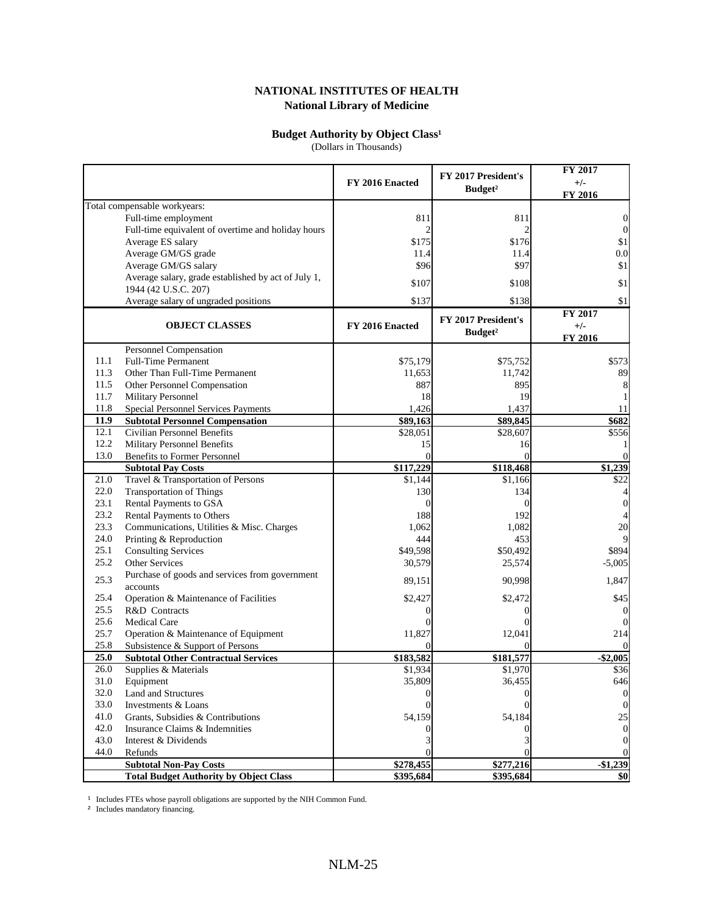# NATIONAL INSTITUTES OF HEALTH
## National Library of Medicine

### Budget Authority by Object Class[1]
(Dollars in Thousands)

| | | FY 2016 Enacted | FY 2017 President's Budget[2] | FY 2017 +/- FY 2016 |
|---|---|---|---|---|
| Total compensable workyears: | | | | |
| | Full-time employment | 811 | 811 | 0 |
| | Full-time equivalent of overtime and holiday hours | 2 | 2 | 0 |
| | Average ES salary | $175 | $176 | $1 |
| | Average GM/GS grade | 11.4 | 11.4 | 0.0 |
| | Average GM/GS salary | $96 | $97 | $1 |
| | Average salary, grade established by act of July 1, 1944 (42 U.S.C. 207) | $107 | $108 | $1 |
| | Average salary of ungraded positions | $137 | $138 | $1 |
| | **OBJECT CLASSES** | **FY 2016 Enacted** | **FY 2017 President's Budget[2]** | **FY 2017 +/- FY 2016** |
| | Personnel Compensation | | | |
| 11.1 | Full-Time Permanent | $75,179 | $75,752 | $573 |
| 11.3 | Other Than Full-Time Permanent | 11,653 | 11,742 | 89 |
| 11.5 | Other Personnel Compensation | 887 | 895 | 8 |
| 11.7 | Military Personnel | 18 | 19 | 1 |
| 11.8 | Special Personnel Services Payments | 1,426 | 1,437 | 11 |
| **11.9** | **Subtotal Personnel Compensation** | **$89,163** | **$89,845** | **$682** |
| 12.1 | Civilian Personnel Benefits | $28,051 | $28,607 | $556 |
| 12.2 | Military Personnel Benefits | 15 | 16 | 1 |
| 13.0 | Benefits to Former Personnel | 0 | 0 | 0 |
| | **Subtotal Pay Costs** | **$117,229** | **$118,468** | **$1,239** |
| 21.0 | Travel & Transportation of Persons | $1,144 | $1,166 | $22 |
| 22.0 | Transportation of Things | 130 | 134 | 4 |
| 23.1 | Rental Payments to GSA | 0 | 0 | 0 |
| 23.2 | Rental Payments to Others | 188 | 192 | 4 |
| 23.3 | Communications, Utilities & Misc. Charges | 1,062 | 1,082 | 20 |
| 24.0 | Printing & Reproduction | 444 | 453 | 9 |
| 25.1 | Consulting Services | $49,598 | $50,492 | $894 |
| 25.2 | Other Services | 30,579 | 25,574 | -5,005 |
| 25.3 | Purchase of goods and services from government accounts | 89,151 | 90,998 | 1,847 |
| 25.4 | Operation & Maintenance of Facilities | $2,427 | $2,472 | $45 |
| 25.5 | R&D Contracts | 0 | 0 | 0 |
| 25.6 | Medical Care | 0 | 0 | 0 |
| 25.7 | Operation & Maintenance of Equipment | 11,827 | 12,041 | 214 |
| 25.8 | Subsistence & Support of Persons | 0 | 0 | 0 |
| **25.0** | **Subtotal Other Contractual Services** | **$183,582** | **$181,577** | **-$2,005** |
| 26.0 | Supplies & Materials | $1,934 | $1,970 | $36 |
| 31.0 | Equipment | 35,809 | 36,455 | 646 |
| 32.0 | Land and Structures | 0 | 0 | 0 |
| 33.0 | Investments & Loans | 0 | 0 | 0 |
| 41.0 | Grants, Subsidies & Contributions | 54,159 | 54,184 | 25 |
| 42.0 | Insurance Claims & Indemnities | 0 | 0 | 0 |
| 43.0 | Interest & Dividends | 3 | 3 | 0 |
| 44.0 | Refunds | 0 | 0 | 0 |
| | **Subtotal Non-Pay Costs** | **$278,455** | **$277,216** | **-$1,239** |
| | **Total Budget Authority by Object Class** | **$395,684** | **$395,684** | **$0** |

[1] Includes FTEs whose payroll obligations are supported by the NIH Common Fund.

[2] Includes mandatory financing.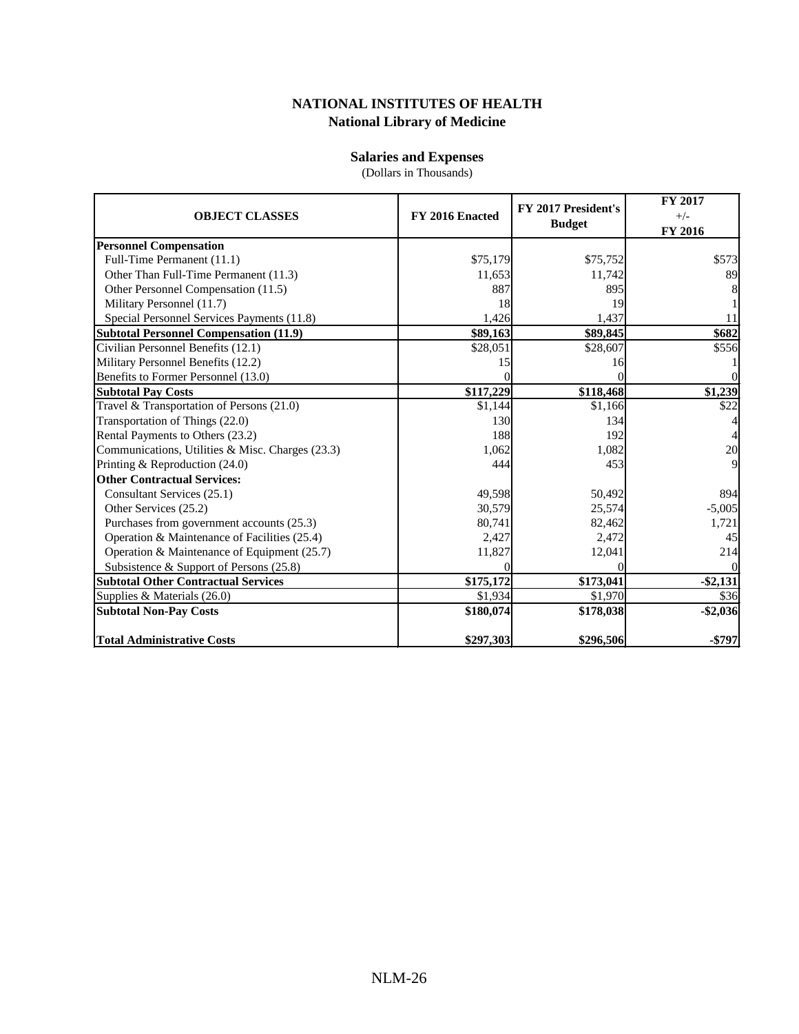# NATIONAL INSTITUTES OF HEALTH
## National Library of Medicine

### Salaries and Expenses
(Dollars in Thousands)

| OBJECT CLASSES | FY 2016 Enacted | FY 2017 President's Budget | FY 2017 +/- FY 2016 |
|---|---|---|---|
| **Personnel Compensation** | | | |
| Full-Time Permanent (11.1) | $75,179 | $75,752 | $573 |
| Other Than Full-Time Permanent (11.3) | 11,653 | 11,742 | 89 |
| Other Personnel Compensation (11.5) | 887 | 895 | 8 |
| Military Personnel (11.7) | 18 | 19 | 1 |
| Special Personnel Services Payments (11.8) | 1,426 | 1,437 | 11 |
| **Subtotal Personnel Compensation (11.9)** | **$89,163** | **$89,845** | **$682** |
| Civilian Personnel Benefits (12.1) | $28,051 | $28,607 | $556 |
| Military Personnel Benefits (12.2) | 15 | 16 | 1 |
| Benefits to Former Personnel (13.0) | 0 | 0 | 0 |
| **Subtotal Pay Costs** | **$117,229** | **$118,468** | **$1,239** |
| Travel & Transportation of Persons (21.0) | $1,144 | $1,166 | $22 |
| Transportation of Things (22.0) | 130 | 134 | 4 |
| Rental Payments to Others (23.2) | 188 | 192 | 4 |
| Communications, Utilities & Misc. Charges (23.3) | 1,062 | 1,082 | 20 |
| Printing & Reproduction (24.0) | 444 | 453 | 9 |
| **Other Contractual Services:** | | | |
| Consultant Services (25.1) | 49,598 | 50,492 | 894 |
| Other Services (25.2) | 30,579 | 25,574 | -5,005 |
| Purchases from government accounts (25.3) | 80,741 | 82,462 | 1,721 |
| Operation & Maintenance of Facilities (25.4) | 2,427 | 2,472 | 45 |
| Operation & Maintenance of Equipment (25.7) | 11,827 | 12,041 | 214 |
| Subsistence & Support of Persons (25.8) | 0 | 0 | 0 |
| **Subtotal Other Contractual Services** | **$175,172** | **$173,041** | **-$2,131** |
| Supplies & Materials (26.0) | $1,934 | $1,970 | $36 |
| **Subtotal Non-Pay Costs** | **$180,074** | **$178,038** | **-$2,036** |
| **Total Administrative Costs** | **$297,303** | **$296,506** | **-$797** |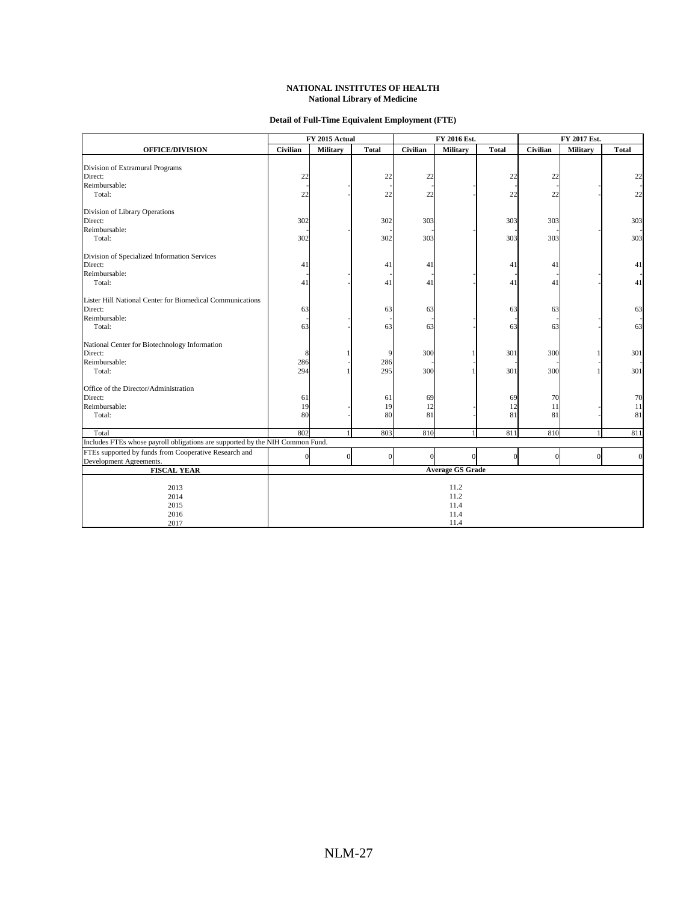**NATIONAL INSTITUTES OF HEALTH**
**National Library of Medicine**

**Detail of Full-Time Equivalent Employment (FTE)**

| OFFICE/DIVISION | FY 2015 Actual | | | FY 2016 Est. | | | FY 2017 Est. | | |
|---|---|---|---|---|---|---|---|---|---|
| | Civilian | Military | Total | Civilian | Military | Total | Civilian | Military | Total |
| **Division of Extramural Programs** | | | | | | | | | |
| Direct: | 22 | | 22 | 22 | | 22 | 22 | | 22 |
| Reimbursable: | - | | - | - | | - | - | | - |
| Total: | 22 | - | 22 | 22 | - | 22 | 22 | - | 22 |
| **Division of Library Operations** | | | | | | | | | |
| Direct: | 302 | | 302 | 303 | | 303 | 303 | | 303 |
| Reimbursable: | - | | - | - | | - | - | | - |
| Total: | 302 | - | 302 | 303 | - | 303 | 303 | - | 303 |
| **Division of Specialized Information Services** | | | | | | | | | |
| Direct: | 41 | | 41 | 41 | | 41 | 41 | | 41 |
| Reimbursable: | - | | - | - | | - | - | | - |
| Total: | 41 | - | 41 | 41 | - | 41 | 41 | - | 41 |
| **Lister Hill National Center for Biomedical Communications** | | | | | | | | | |
| Direct: | 63 | | 63 | 63 | | 63 | 63 | | 63 |
| Reimbursable: | - | | - | - | | - | - | | - |
| Total: | 63 | - | 63 | 63 | - | 63 | 63 | - | 63 |
| **National Center for Biotechnology Information** | | | | | | | | | |
| Direct: | 8 | 1 | 9 | 300 | 1 | 301 | 300 | 1 | 301 |
| Reimbursable: | 286 | - | 286 | - | - | - | - | - | - |
| Total: | 294 | 1 | 295 | 300 | 1 | 301 | 300 | 1 | 301 |
| **Office of the Director/Administration** | | | | | | | | | |
| Direct: | 61 | | 61 | 69 | | 69 | 70 | | 70 |
| Reimbursable: | 19 | | 19 | 12 | | 12 | 11 | | 11 |
| Total: | 80 | - | 80 | 81 | - | 81 | 81 | - | 81 |
| Total | 802 | 1 | 803 | 810 | 1 | 811 | 810 | 1 | 811 |
| Includes FTEs whose payroll obligations are supported by the NIH Common Fund. | | | | | | | | | |
| FTEs supported by funds from Cooperative Research and Development Agreements. | 0 | 0 | 0 | 0 | 0 | 0 | 0 | 0 | 0 |

| FISCAL YEAR | Average GS Grade |
|---|---|
| 2013 | 11.2 |
| 2014 | 11.2 |
| 2015 | 11.4 |
| 2016 | 11.4 |
| 2017 | 11.4 |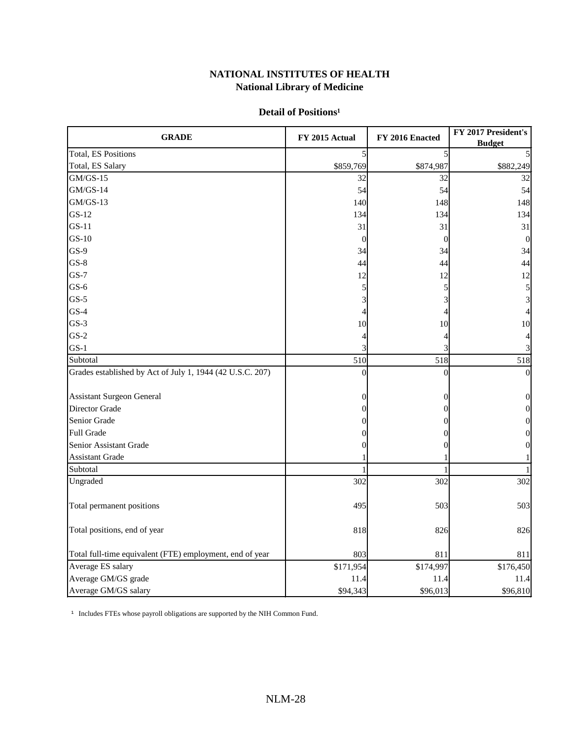## NATIONAL INSTITUTES OF HEALTH
## National Library of Medicine

### Detail of Positions[1]

| GRADE | FY 2015 Actual | FY 2016 Enacted | FY 2017 President's Budget |
|---|---|---|---|
| Total, ES Positions | 5 | 5 | 5 |
| Total, ES Salary | $859,769 | $874,987 | $882,249 |
| GM/GS-15 | 32 | 32 | 32 |
| GM/GS-14 | 54 | 54 | 54 |
| GM/GS-13 | 140 | 148 | 148 |
| GS-12 | 134 | 134 | 134 |
| GS-11 | 31 | 31 | 31 |
| GS-10 | 0 | 0 | 0 |
| GS-9 | 34 | 34 | 34 |
| GS-8 | 44 | 44 | 44 |
| GS-7 | 12 | 12 | 12 |
| GS-6 | 5 | 5 | 5 |
| GS-5 | 3 | 3 | 3 |
| GS-4 | 4 | 4 | 4 |
| GS-3 | 10 | 10 | 10 |
| GS-2 | 4 | 4 | 4 |
| GS-1 | 3 | 3 | 3 |
| Subtotal | 510 | 518 | 518 |
| Grades established by Act of July 1, 1944 (42 U.S.C. 207) | 0 | 0 | 0 |
| Assistant Surgeon General | 0 | 0 | 0 |
| Director Grade | 0 | 0 | 0 |
| Senior Grade | 0 | 0 | 0 |
| Full Grade | 0 | 0 | 0 |
| Senior Assistant Grade | 0 | 0 | 0 |
| Assistant Grade | 1 | 1 | 1 |
| Subtotal | 1 | 1 | 1 |
| Ungraded | 302 | 302 | 302 |
| Total permanent positions | 495 | 503 | 503 |
| Total positions, end of year | 818 | 826 | 826 |
| Total full-time equivalent (FTE) employment, end of year | 803 | 811 | 811 |
| Average ES salary | $171,954 | $174,997 | $176,450 |
| Average GM/GS grade | 11.4 | 11.4 | 11.4 |
| Average GM/GS salary | $94,343 | $96,013 | $96,810 |

[1] Includes FTEs whose payroll obligations are supported by the NIH Common Fund.